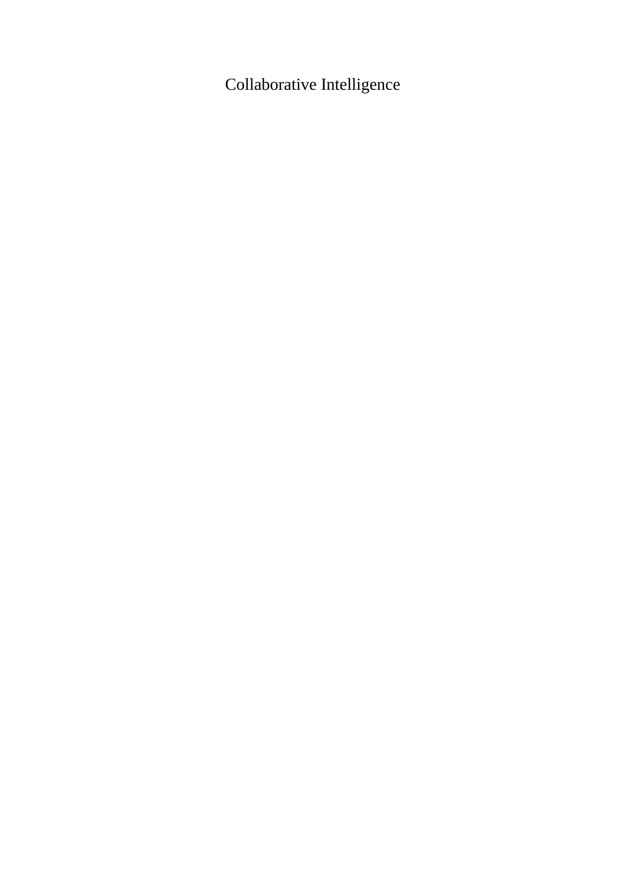# Collaborative Intelligence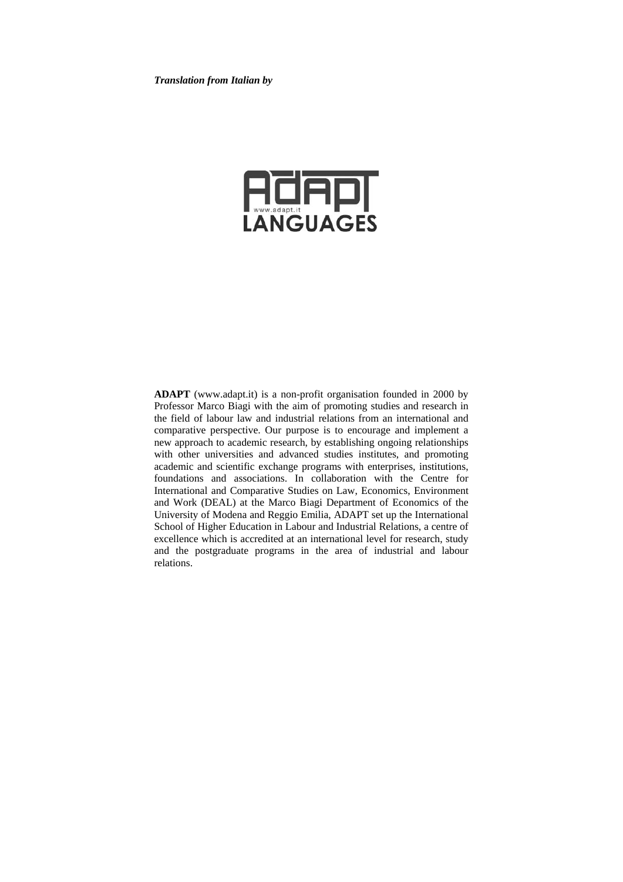***Translation from Italian by***

ADAPT
www.adapt.it
LANGUAGES

**ADAPT** (www.adapt.it) is a non-profit organisation founded in 2000 by Professor Marco Biagi with the aim of promoting studies and research in the field of labour law and industrial relations from an international and comparative perspective. Our purpose is to encourage and implement a new approach to academic research, by establishing ongoing relationships with other universities and advanced studies institutes, and promoting academic and scientific exchange programs with enterprises, institutions, foundations and associations. In collaboration with the Centre for International and Comparative Studies on Law, Economics, Environment and Work (DEAL) at the Marco Biagi Department of Economics of the University of Modena and Reggio Emilia, ADAPT set up the International School of Higher Education in Labour and Industrial Relations, a centre of excellence which is accredited at an international level for research, study and the postgraduate programs in the area of industrial and labour relations.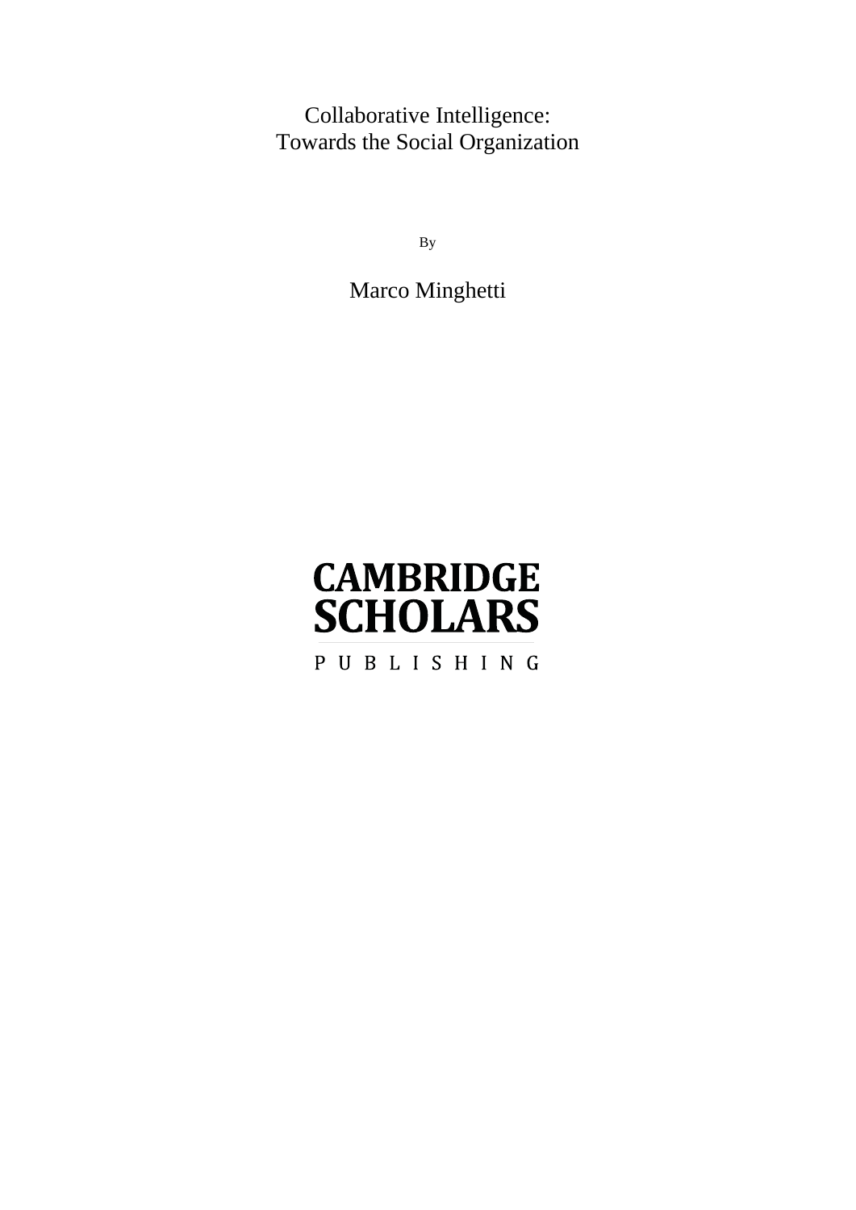# Collaborative Intelligence: Towards the Social Organization

By

Marco Minghetti

CAMBRIDGE SCHOLARS

PUBLISHING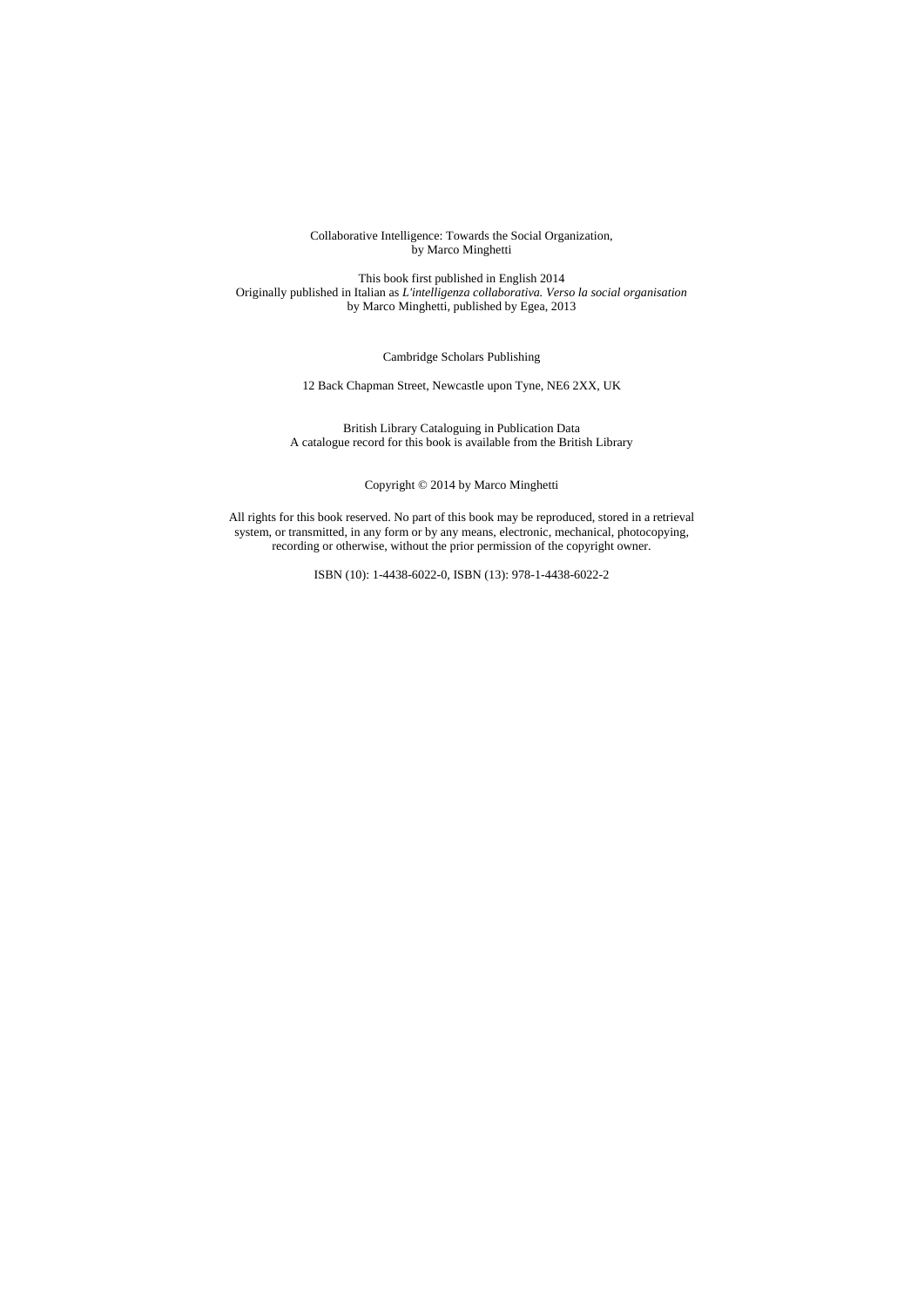Collaborative Intelligence: Towards the Social Organization,
by Marco Minghetti

This book first published in English 2014
Originally published in Italian as *L'intelligenza collaborativa. Verso la social organisation*
by Marco Minghetti, published by Egea, 2013

Cambridge Scholars Publishing

12 Back Chapman Street, Newcastle upon Tyne, NE6 2XX, UK

British Library Cataloguing in Publication Data
A catalogue record for this book is available from the British Library

Copyright © 2014 by Marco Minghetti

All rights for this book reserved. No part of this book may be reproduced, stored in a retrieval system, or transmitted, in any form or by any means, electronic, mechanical, photocopying, recording or otherwise, without the prior permission of the copyright owner.

ISBN (10): 1-4438-6022-0, ISBN (13): 978-1-4438-6022-2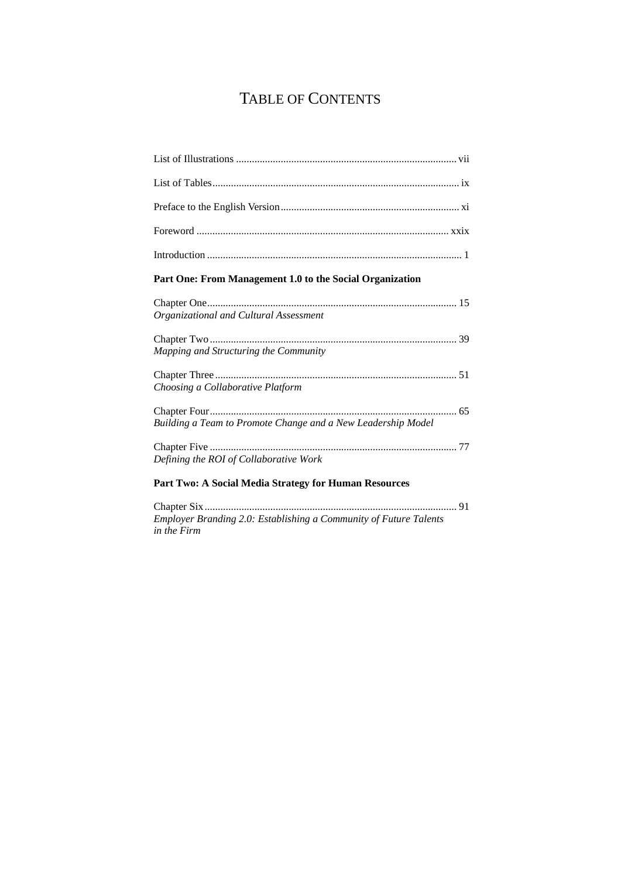# TABLE OF CONTENTS

List of Illustrations .................................................................................... vii

List of Tables............................................................................................. ix

Preface to the English Version.................................................................... xi

Foreword ................................................................................................ xxix

Introduction ................................................................................................ 1

**Part One: From Management 1.0 to the Social Organization**

Chapter One.............................................................................................. 15
*Organizational and Cultural Assessment*

Chapter Two ............................................................................................. 39
*Mapping and Structuring the Community*

Chapter Three ........................................................................................... 51
*Choosing a Collaborative Platform*

Chapter Four............................................................................................. 65
*Building a Team to Promote Change and a New Leadership Model*

Chapter Five ............................................................................................. 77
*Defining the ROI of Collaborative Work*

**Part Two: A Social Media Strategy for Human Resources**

Chapter Six............................................................................................... 91
*Employer Branding 2.0: Establishing a Community of Future Talents in the Firm*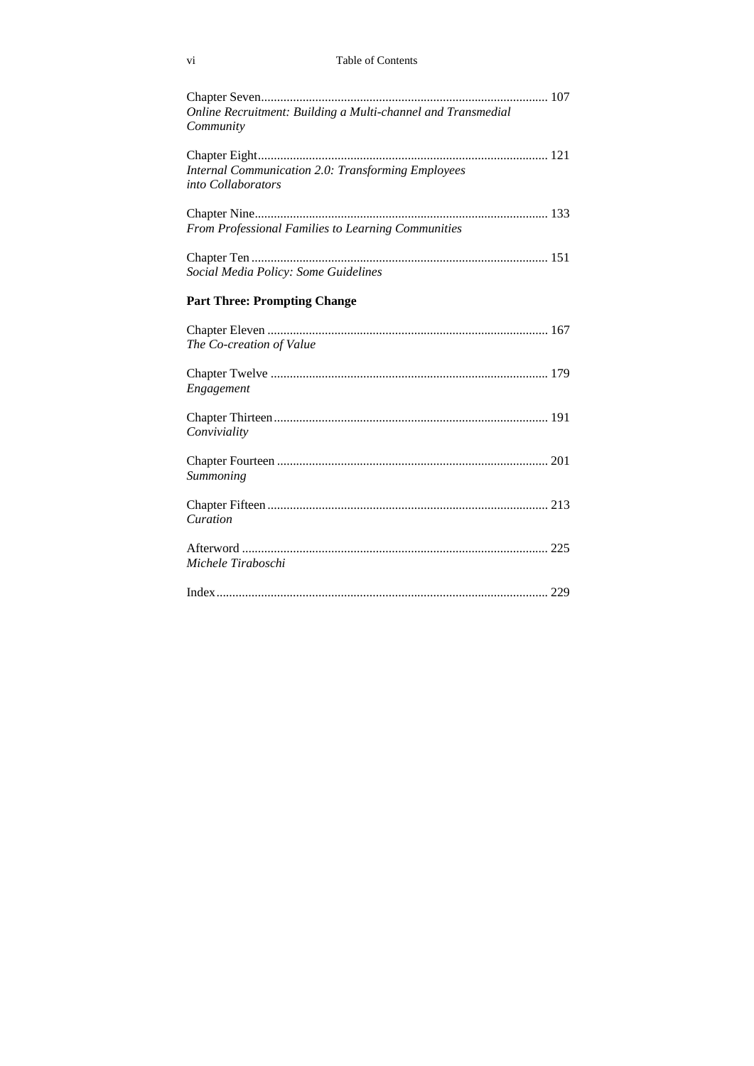Chapter Seven .......................................................................................... 107
*Online Recruitment: Building a Multi-channel and Transmedial Community*

Chapter Eight .......................................................................................... 121
*Internal Communication 2.0: Transforming Employees into Collaborators*

Chapter Nine ........................................................................................... 133
*From Professional Families to Learning Communities*

Chapter Ten ............................................................................................ 151
*Social Media Policy: Some Guidelines*

**Part Three: Prompting Change**

Chapter Eleven ....................................................................................... 167
*The Co-creation of Value*

Chapter Twelve ...................................................................................... 179
*Engagement*

Chapter Thirteen ..................................................................................... 191
*Conviviality*

Chapter Fourteen .................................................................................... 201
*Summoning*

Chapter Fifteen ....................................................................................... 213
*Curation*

Afterword ............................................................................................... 225
*Michele Tiraboschi*

Index ....................................................................................................... 229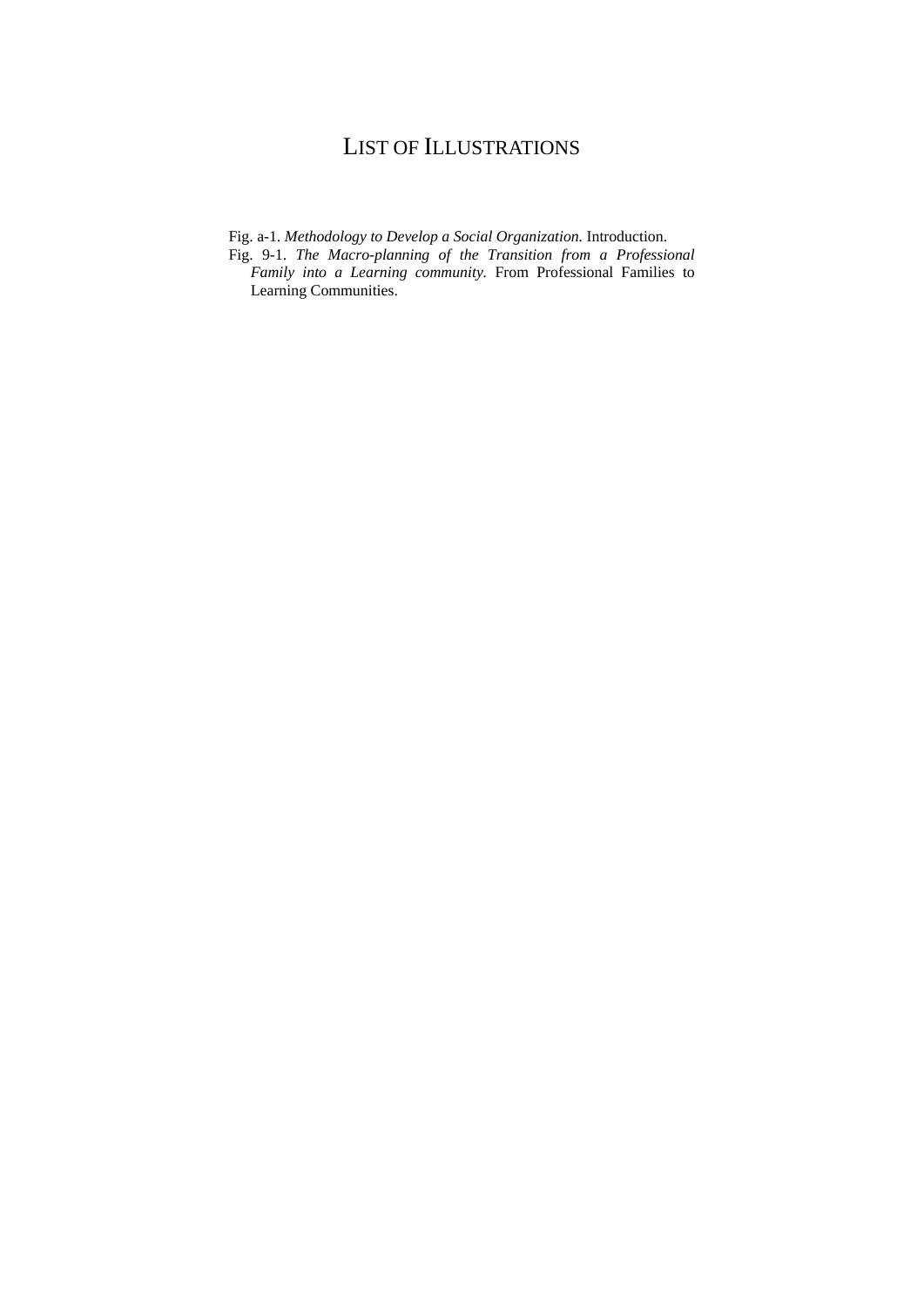# List of Illustrations

Fig. a-1. *Methodology to Develop a Social Organization.* Introduction.

Fig. 9-1. *The Macro-planning of the Transition from a Professional Family into a Learning community.* From Professional Families to Learning Communities.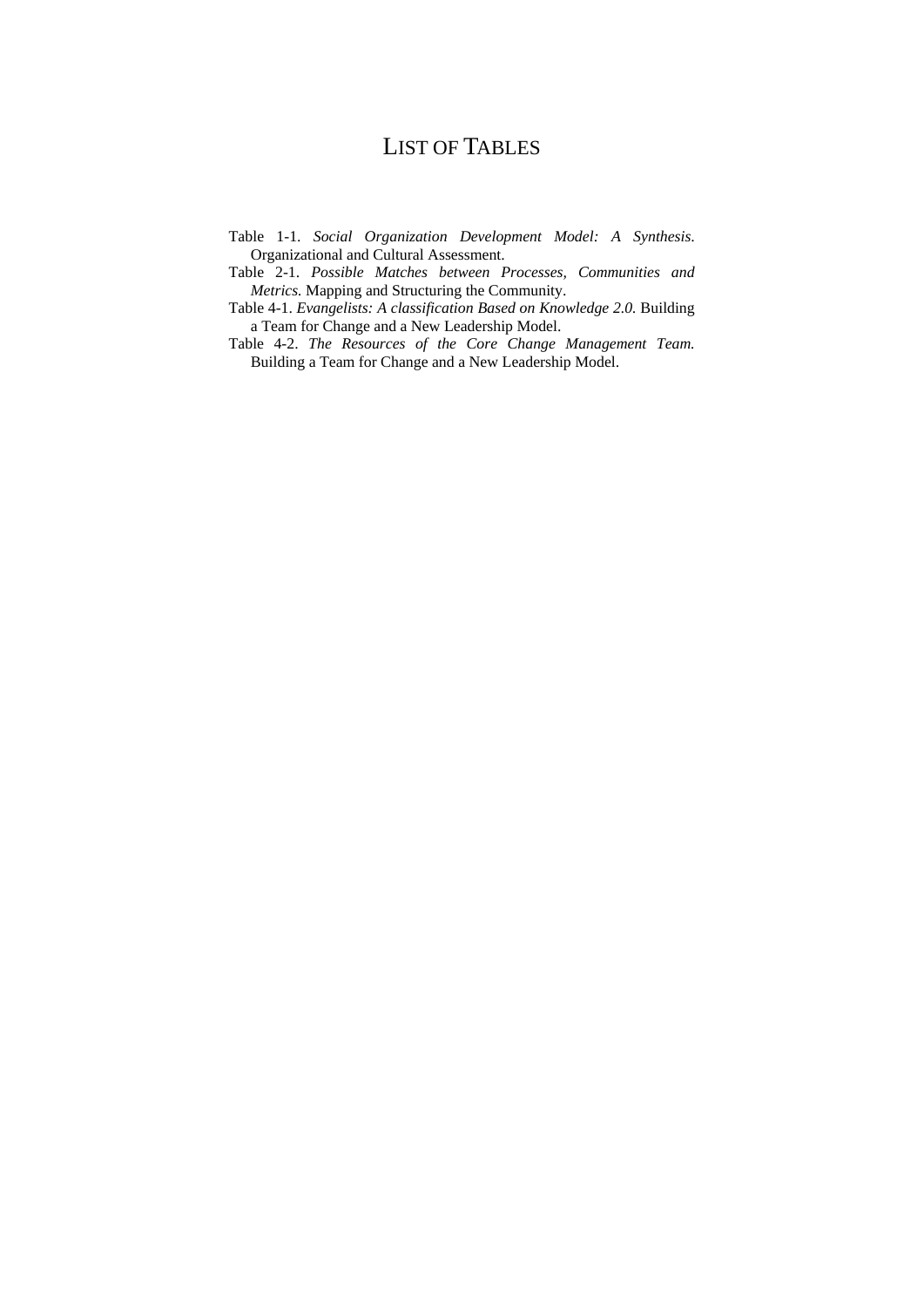# LIST OF TABLES

Table 1-1. *Social Organization Development Model: A Synthesis.* Organizational and Cultural Assessment.

Table 2-1. *Possible Matches between Processes, Communities and Metrics.* Mapping and Structuring the Community.

Table 4-1. *Evangelists: A classification Based on Knowledge 2.0.* Building a Team for Change and a New Leadership Model.

Table 4-2. *The Resources of the Core Change Management Team.* Building a Team for Change and a New Leadership Model.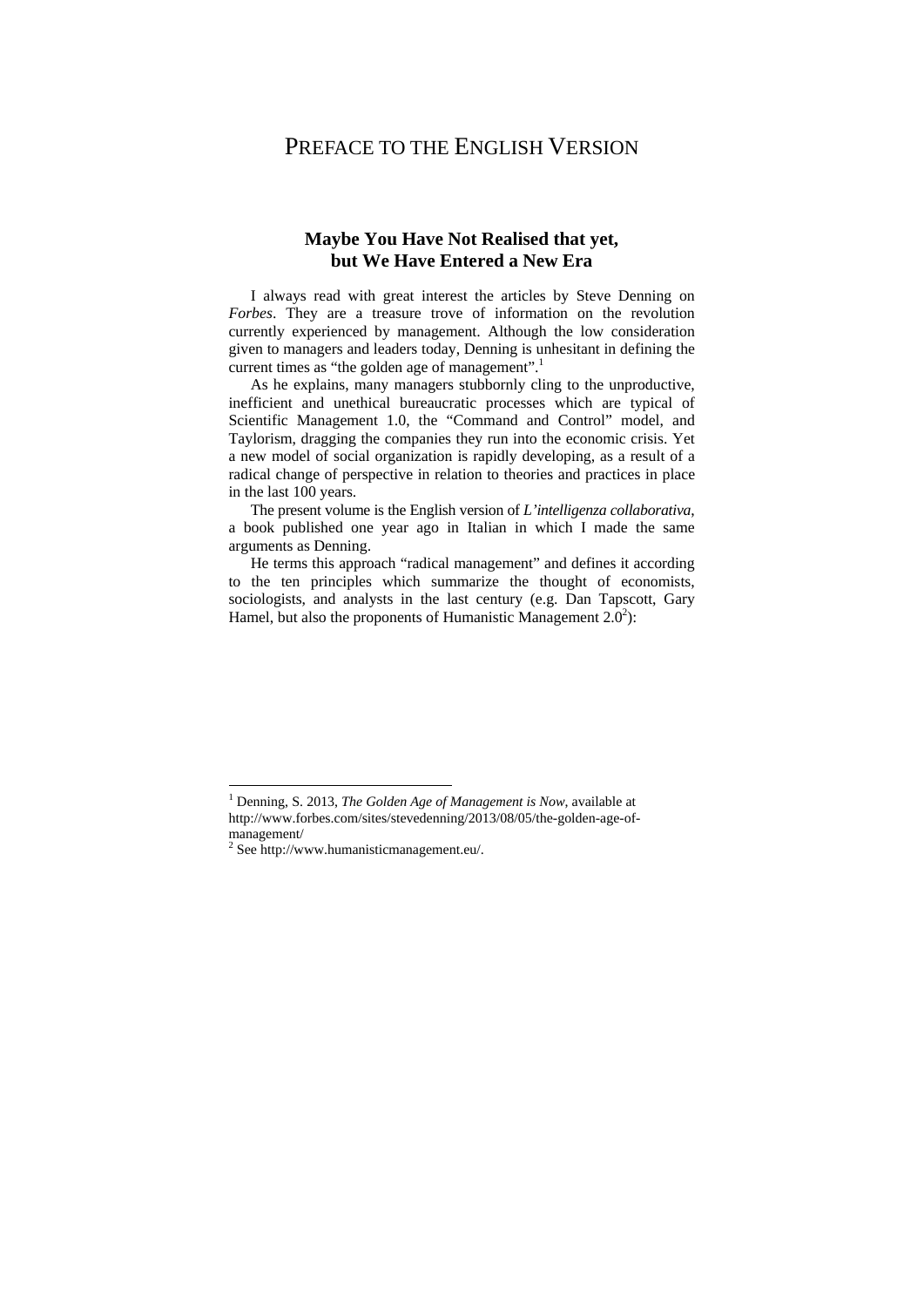# PREFACE TO THE ENGLISH VERSION

## Maybe You Have Not Realised that yet, but We Have Entered a New Era

I always read with great interest the articles by Steve Denning on *Forbes*. They are a treasure trove of information on the revolution currently experienced by management. Although the low consideration given to managers and leaders today, Denning is unhesitant in defining the current times as "the golden age of management".[1]

As he explains, many managers stubbornly cling to the unproductive, inefficient and unethical bureaucratic processes which are typical of Scientific Management 1.0, the "Command and Control" model, and Taylorism, dragging the companies they run into the economic crisis. Yet a new model of social organization is rapidly developing, as a result of a radical change of perspective in relation to theories and practices in place in the last 100 years.

The present volume is the English version of *L'intelligenza collaborativa*, a book published one year ago in Italian in which I made the same arguments as Denning.

He terms this approach "radical management" and defines it according to the ten principles which summarize the thought of economists, sociologists, and analysts in the last century (e.g. Dan Tapscott, Gary Hamel, but also the proponents of Humanistic Management 2.0[2]):

---

[1] Denning, S. 2013, *The Golden Age of Management is Now*, available at http://www.forbes.com/sites/stevedenning/2013/08/05/the-golden-age-of-management/

[2] See http://www.humanisticmanagement.eu/.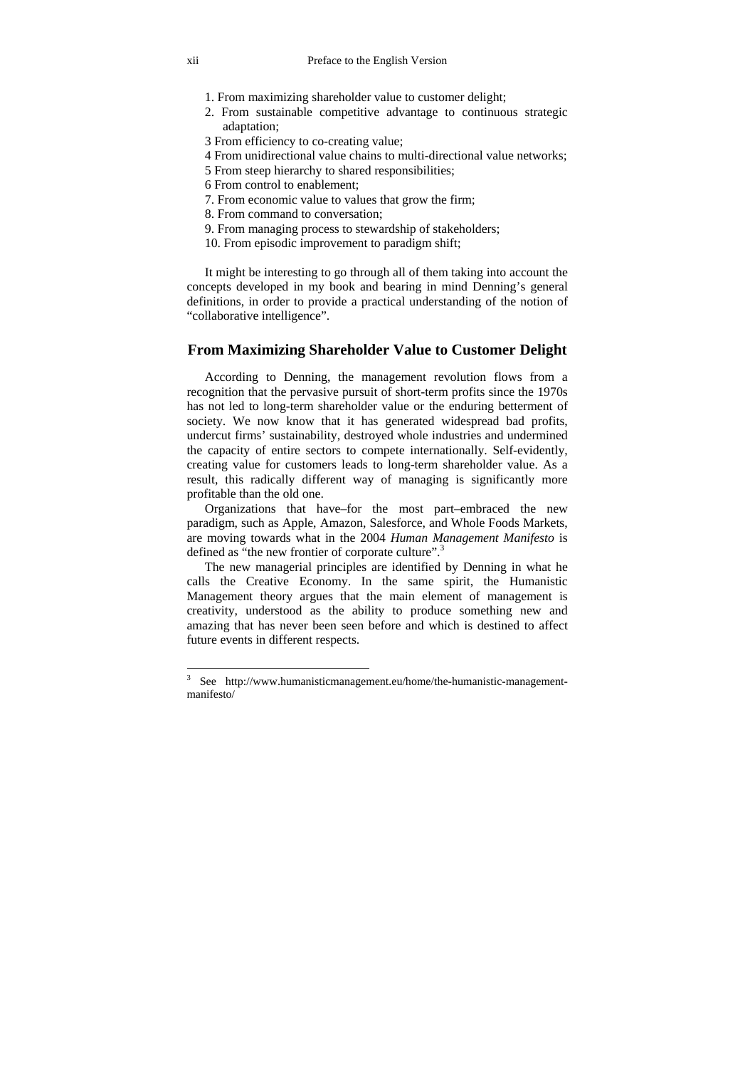1. From maximizing shareholder value to customer delight;
2. From sustainable competitive advantage to continuous strategic adaptation;
3 From efficiency to co-creating value;
4 From unidirectional value chains to multi-directional value networks;
5 From steep hierarchy to shared responsibilities;
6 From control to enablement;
7. From economic value to values that grow the firm;
8. From command to conversation;
9. From managing process to stewardship of stakeholders;
10. From episodic improvement to paradigm shift;

It might be interesting to go through all of them taking into account the concepts developed in my book and bearing in mind Denning's general definitions, in order to provide a practical understanding of the notion of "collaborative intelligence".

## From Maximizing Shareholder Value to Customer Delight

According to Denning, the management revolution flows from a recognition that the pervasive pursuit of short-term profits since the 1970s has not led to long-term shareholder value or the enduring betterment of society. We now know that it has generated widespread bad profits, undercut firms' sustainability, destroyed whole industries and undermined the capacity of entire sectors to compete internationally. Self-evidently, creating value for customers leads to long-term shareholder value. As a result, this radically different way of managing is significantly more profitable than the old one.

Organizations that have–for the most part–embraced the new paradigm, such as Apple, Amazon, Salesforce, and Whole Foods Markets, are moving towards what in the 2004 *Human Management Manifesto* is defined as "the new frontier of corporate culture".[3]

The new managerial principles are identified by Denning in what he calls the Creative Economy. In the same spirit, the Humanistic Management theory argues that the main element of management is creativity, understood as the ability to produce something new and amazing that has never been seen before and which is destined to affect future events in different respects.

---

[3] See http://www.humanisticmanagement.eu/home/the-humanistic-management-manifesto/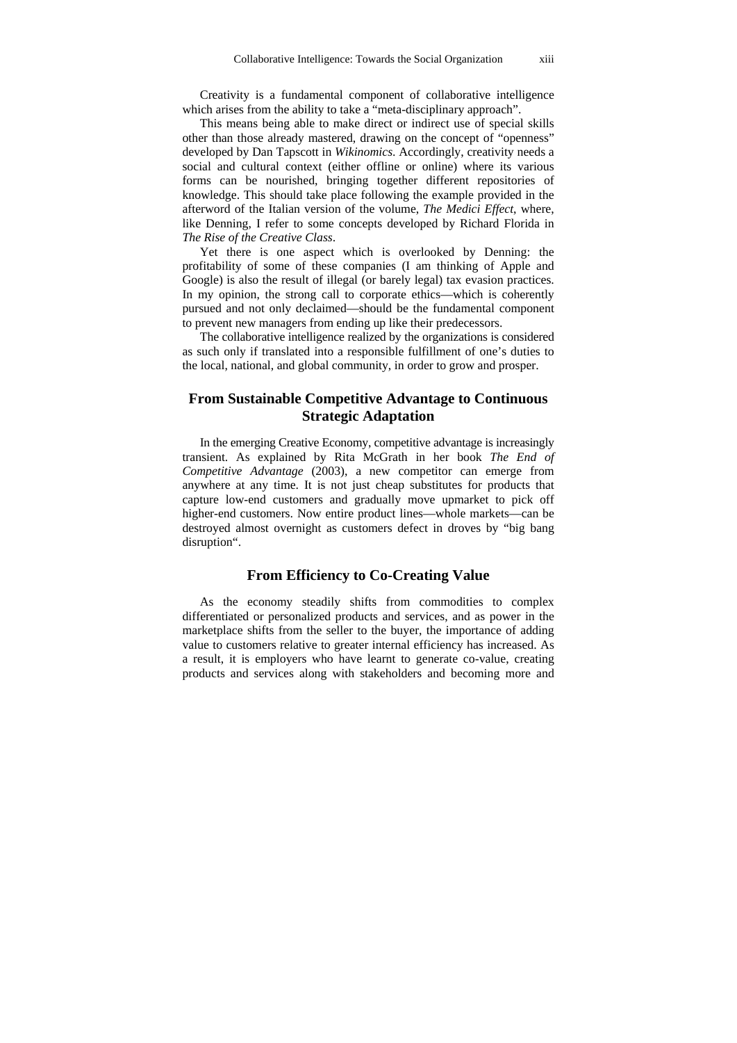Creativity is a fundamental component of collaborative intelligence which arises from the ability to take a "meta-disciplinary approach".

This means being able to make direct or indirect use of special skills other than those already mastered, drawing on the concept of "openness" developed by Dan Tapscott in *Wikinomics*. Accordingly, creativity needs a social and cultural context (either offline or online) where its various forms can be nourished, bringing together different repositories of knowledge. This should take place following the example provided in the afterword of the Italian version of the volume, *The Medici Effect*, where, like Denning, I refer to some concepts developed by Richard Florida in *The Rise of the Creative Class*.

Yet there is one aspect which is overlooked by Denning: the profitability of some of these companies (I am thinking of Apple and Google) is also the result of illegal (or barely legal) tax evasion practices. In my opinion, the strong call to corporate ethics—which is coherently pursued and not only declaimed—should be the fundamental component to prevent new managers from ending up like their predecessors.

The collaborative intelligence realized by the organizations is considered as such only if translated into a responsible fulfillment of one's duties to the local, national, and global community, in order to grow and prosper.

## From Sustainable Competitive Advantage to Continuous Strategic Adaptation

In the emerging Creative Economy, competitive advantage is increasingly transient. As explained by Rita McGrath in her book *The End of Competitive Advantage* (2003), a new competitor can emerge from anywhere at any time. It is not just cheap substitutes for products that capture low-end customers and gradually move upmarket to pick off higher-end customers. Now entire product lines—whole markets—can be destroyed almost overnight as customers defect in droves by "big bang disruption".

## From Efficiency to Co-Creating Value

As the economy steadily shifts from commodities to complex differentiated or personalized products and services, and as power in the marketplace shifts from the seller to the buyer, the importance of adding value to customers relative to greater internal efficiency has increased. As a result, it is employers who have learnt to generate co-value, creating products and services along with stakeholders and becoming more and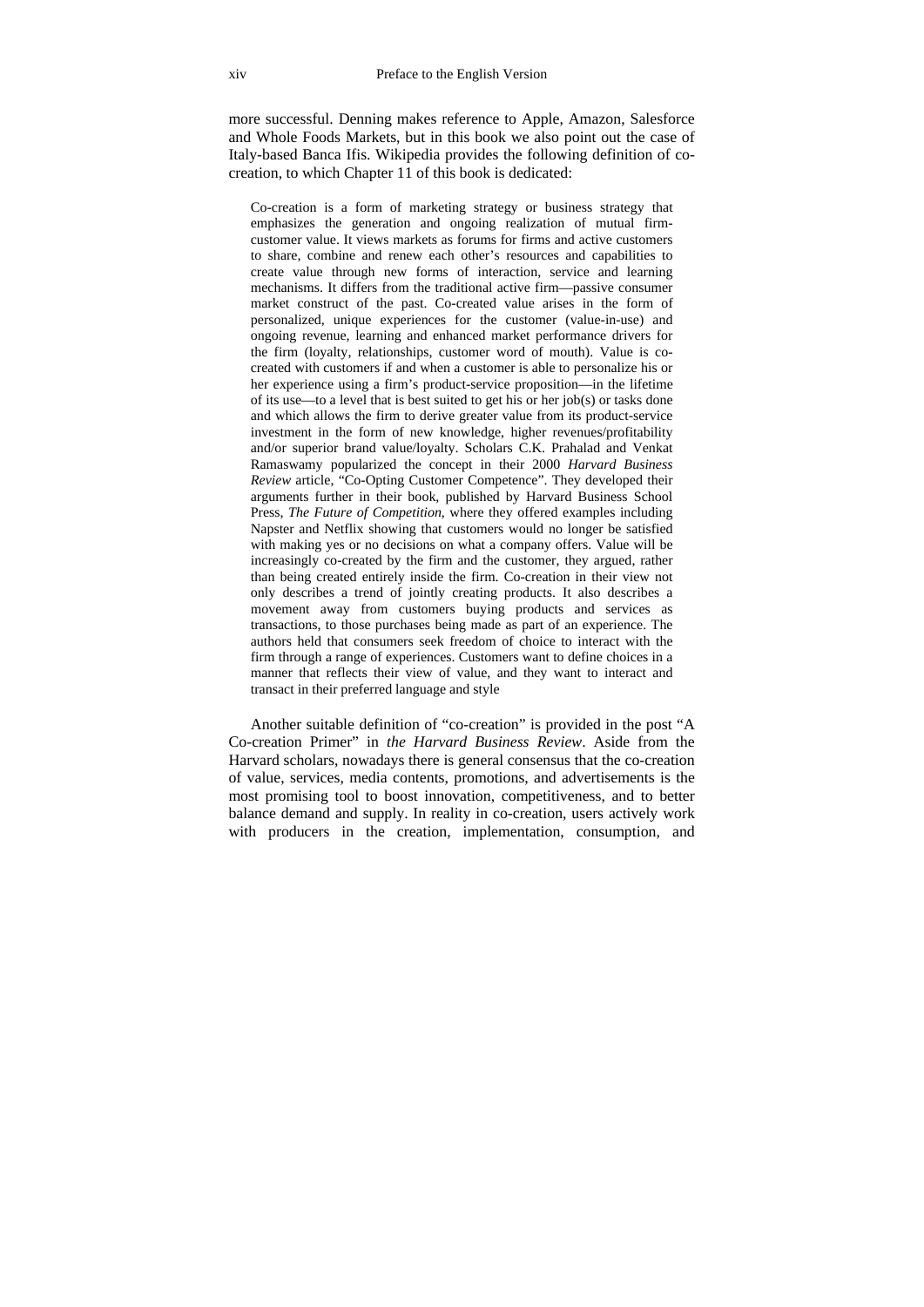more successful. Denning makes reference to Apple, Amazon, Salesforce and Whole Foods Markets, but in this book we also point out the case of Italy-based Banca Ifis. Wikipedia provides the following definition of co-creation, to which Chapter 11 of this book is dedicated:

> Co-creation is a form of marketing strategy or business strategy that emphasizes the generation and ongoing realization of mutual firm-customer value. It views markets as forums for firms and active customers to share, combine and renew each other's resources and capabilities to create value through new forms of interaction, service and learning mechanisms. It differs from the traditional active firm—passive consumer market construct of the past. Co-created value arises in the form of personalized, unique experiences for the customer (value-in-use) and ongoing revenue, learning and enhanced market performance drivers for the firm (loyalty, relationships, customer word of mouth). Value is co-created with customers if and when a customer is able to personalize his or her experience using a firm's product-service proposition—in the lifetime of its use—to a level that is best suited to get his or her job(s) or tasks done and which allows the firm to derive greater value from its product-service investment in the form of new knowledge, higher revenues/profitability and/or superior brand value/loyalty. Scholars C.K. Prahalad and Venkat Ramaswamy popularized the concept in their 2000 *Harvard Business Review* article, "Co-Opting Customer Competence". They developed their arguments further in their book, published by Harvard Business School Press, *The Future of Competition*, where they offered examples including Napster and Netflix showing that customers would no longer be satisfied with making yes or no decisions on what a company offers. Value will be increasingly co-created by the firm and the customer, they argued, rather than being created entirely inside the firm. Co-creation in their view not only describes a trend of jointly creating products. It also describes a movement away from customers buying products and services as transactions, to those purchases being made as part of an experience. The authors held that consumers seek freedom of choice to interact with the firm through a range of experiences. Customers want to define choices in a manner that reflects their view of value, and they want to interact and transact in their preferred language and style

Another suitable definition of "co-creation" is provided in the post "A Co-creation Primer" in *the Harvard Business Review*. Aside from the Harvard scholars, nowadays there is general consensus that the co-creation of value, services, media contents, promotions, and advertisements is the most promising tool to boost innovation, competitiveness, and to better balance demand and supply. In reality in co-creation, users actively work with producers in the creation, implementation, consumption, and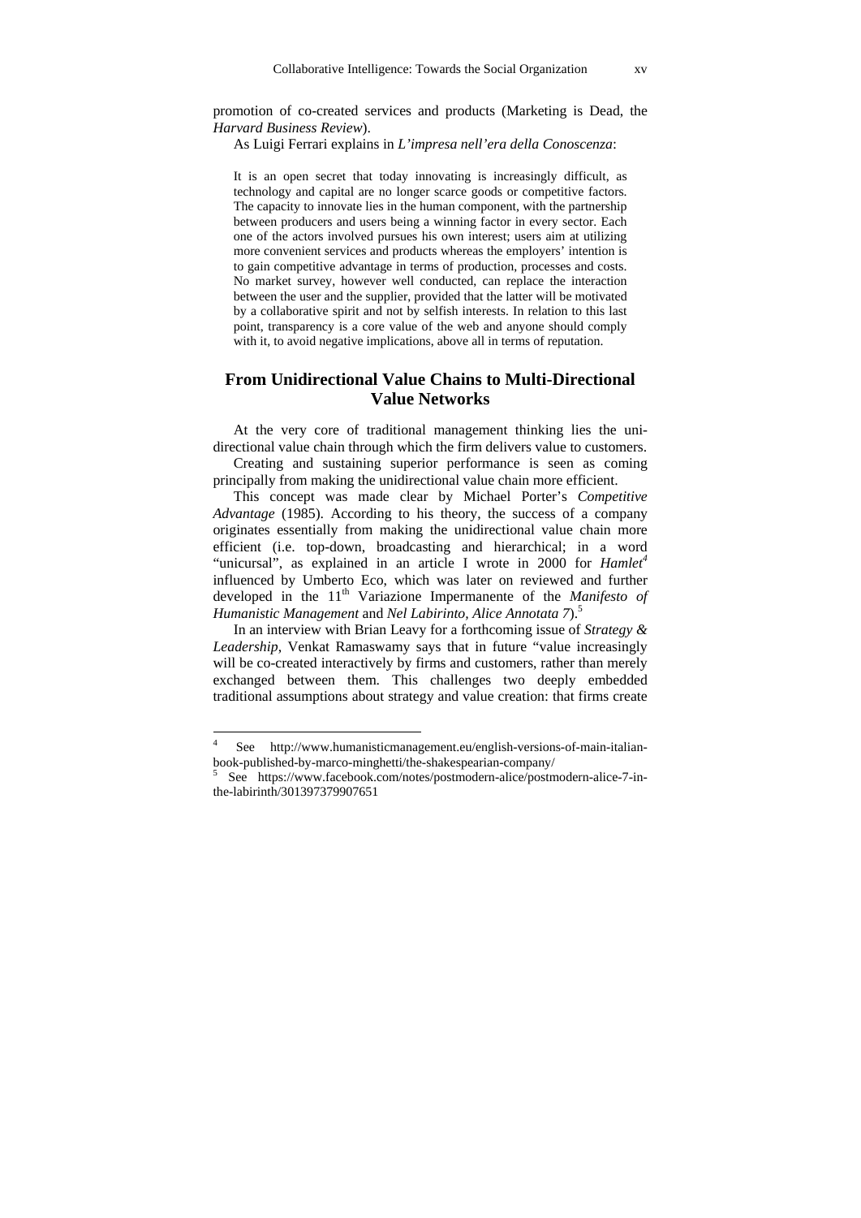promotion of co-created services and products (Marketing is Dead, the *Harvard Business Review*).

As Luigi Ferrari explains in *L'impresa nell'era della Conoscenza*:

> It is an open secret that today innovating is increasingly difficult, as technology and capital are no longer scarce goods or competitive factors. The capacity to innovate lies in the human component, with the partnership between producers and users being a winning factor in every sector. Each one of the actors involved pursues his own interest; users aim at utilizing more convenient services and products whereas the employers' intention is to gain competitive advantage in terms of production, processes and costs. No market survey, however well conducted, can replace the interaction between the user and the supplier, provided that the latter will be motivated by a collaborative spirit and not by selfish interests. In relation to this last point, transparency is a core value of the web and anyone should comply with it, to avoid negative implications, above all in terms of reputation.

## From Unidirectional Value Chains to Multi-Directional Value Networks

At the very core of traditional management thinking lies the uni-directional value chain through which the firm delivers value to customers.

Creating and sustaining superior performance is seen as coming principally from making the unidirectional value chain more efficient.

This concept was made clear by Michael Porter's *Competitive Advantage* (1985). According to his theory, the success of a company originates essentially from making the unidirectional value chain more efficient (i.e. top-down, broadcasting and hierarchical; in a word "unicursal", as explained in an article I wrote in 2000 for *Hamlet*[4] influenced by Umberto Eco, which was later on reviewed and further developed in the 11th Variazione Impermanente of the *Manifesto of Humanistic Management* and *Nel Labirinto, Alice Annotata 7*).[5]

In an interview with Brian Leavy for a forthcoming issue of *Strategy & Leadership*, Venkat Ramaswamy says that in future "value increasingly will be co-created interactively by firms and customers, rather than merely exchanged between them. This challenges two deeply embedded traditional assumptions about strategy and value creation: that firms create

---

[4] See http://www.humanisticmanagement.eu/english-versions-of-main-italian-book-published-by-marco-minghetti/the-shakespearian-company/

[5] See https://www.facebook.com/notes/postmodern-alice/postmodern-alice-7-in-the-labirinth/301397379907651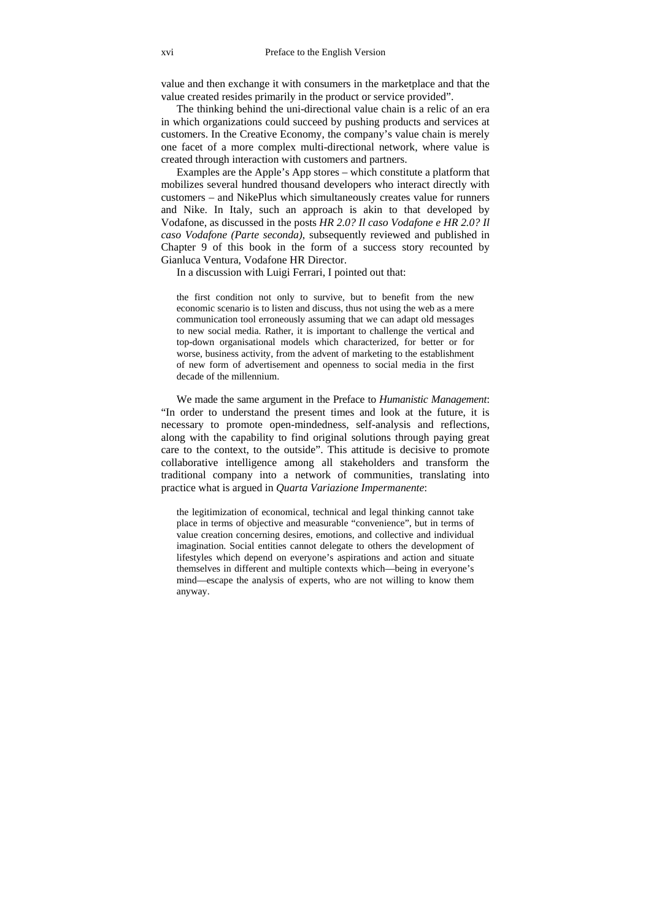value and then exchange it with consumers in the marketplace and that the value created resides primarily in the product or service provided".

The thinking behind the uni-directional value chain is a relic of an era in which organizations could succeed by pushing products and services at customers. In the Creative Economy, the company's value chain is merely one facet of a more complex multi-directional network, where value is created through interaction with customers and partners.

Examples are the Apple's App stores – which constitute a platform that mobilizes several hundred thousand developers who interact directly with customers – and NikePlus which simultaneously creates value for runners and Nike. In Italy, such an approach is akin to that developed by Vodafone, as discussed in the posts *HR 2.0? Il caso Vodafone e HR 2.0? Il caso Vodafone (Parte seconda)*, subsequently reviewed and published in Chapter 9 of this book in the form of a success story recounted by Gianluca Ventura, Vodafone HR Director.

In a discussion with Luigi Ferrari, I pointed out that:

> the first condition not only to survive, but to benefit from the new economic scenario is to listen and discuss, thus not using the web as a mere communication tool erroneously assuming that we can adapt old messages to new social media. Rather, it is important to challenge the vertical and top-down organisational models which characterized, for better or for worse, business activity, from the advent of marketing to the establishment of new form of advertisement and openness to social media in the first decade of the millennium.

We made the same argument in the Preface to *Humanistic Management*: "In order to understand the present times and look at the future, it is necessary to promote open-mindedness, self-analysis and reflections, along with the capability to find original solutions through paying great care to the context, to the outside". This attitude is decisive to promote collaborative intelligence among all stakeholders and transform the traditional company into a network of communities, translating into practice what is argued in *Quarta Variazione Impermanente*:

> the legitimization of economical, technical and legal thinking cannot take place in terms of objective and measurable "convenience", but in terms of value creation concerning desires, emotions, and collective and individual imagination. Social entities cannot delegate to others the development of lifestyles which depend on everyone's aspirations and action and situate themselves in different and multiple contexts which—being in everyone's mind—escape the analysis of experts, who are not willing to know them anyway.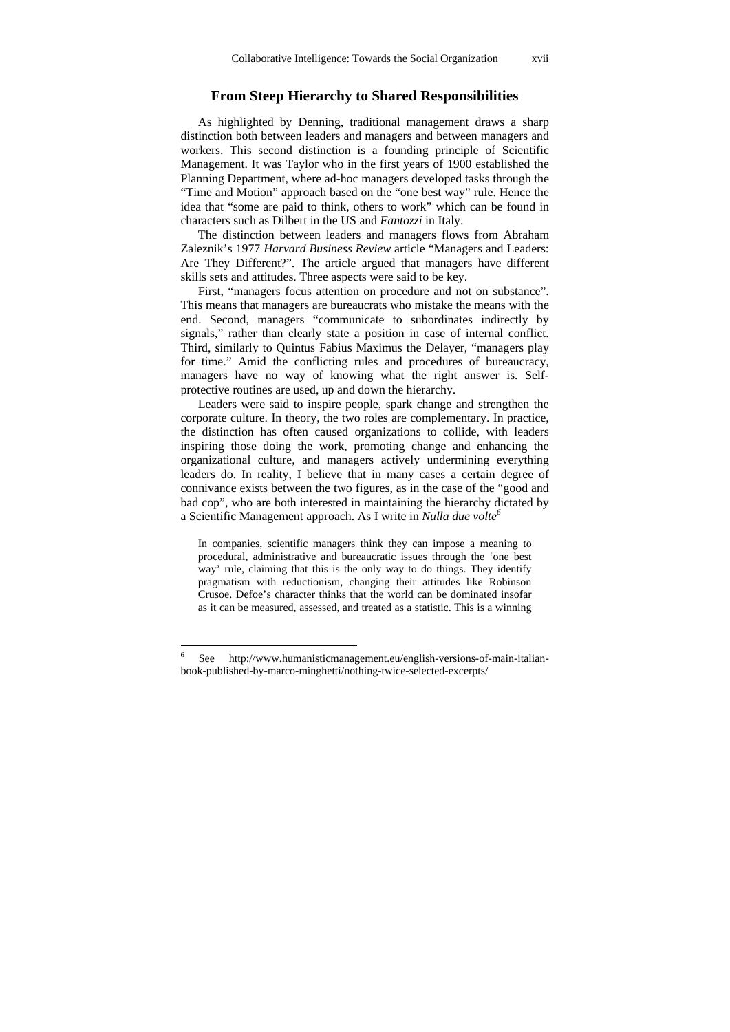## From Steep Hierarchy to Shared Responsibilities

As highlighted by Denning, traditional management draws a sharp distinction both between leaders and managers and between managers and workers. This second distinction is a founding principle of Scientific Management. It was Taylor who in the first years of 1900 established the Planning Department, where ad-hoc managers developed tasks through the "Time and Motion" approach based on the "one best way" rule. Hence the idea that "some are paid to think, others to work" which can be found in characters such as Dilbert in the US and *Fantozzi* in Italy.

The distinction between leaders and managers flows from Abraham Zaleznik's 1977 *Harvard Business Review* article "Managers and Leaders: Are They Different?". The article argued that managers have different skills sets and attitudes. Three aspects were said to be key.

First, "managers focus attention on procedure and not on substance". This means that managers are bureaucrats who mistake the means with the end. Second, managers "communicate to subordinates indirectly by signals," rather than clearly state a position in case of internal conflict. Third, similarly to Quintus Fabius Maximus the Delayer, "managers play for time." Amid the conflicting rules and procedures of bureaucracy, managers have no way of knowing what the right answer is. Self-protective routines are used, up and down the hierarchy.

Leaders were said to inspire people, spark change and strengthen the corporate culture. In theory, the two roles are complementary. In practice, the distinction has often caused organizations to collide, with leaders inspiring those doing the work, promoting change and enhancing the organizational culture, and managers actively undermining everything leaders do. In reality, I believe that in many cases a certain degree of connivance exists between the two figures, as in the case of the "good and bad cop", who are both interested in maintaining the hierarchy dictated by a Scientific Management approach. As I write in *Nulla due volte*[6]

> In companies, scientific managers think they can impose a meaning to procedural, administrative and bureaucratic issues through the 'one best way' rule, claiming that this is the only way to do things. They identify pragmatism with reductionism, changing their attitudes like Robinson Crusoe. Defoe's character thinks that the world can be dominated insofar as it can be measured, assessed, and treated as a statistic. This is a winning

---

[6] See http://www.humanisticmanagement.eu/english-versions-of-main-italian-book-published-by-marco-minghetti/nothing-twice-selected-excerpts/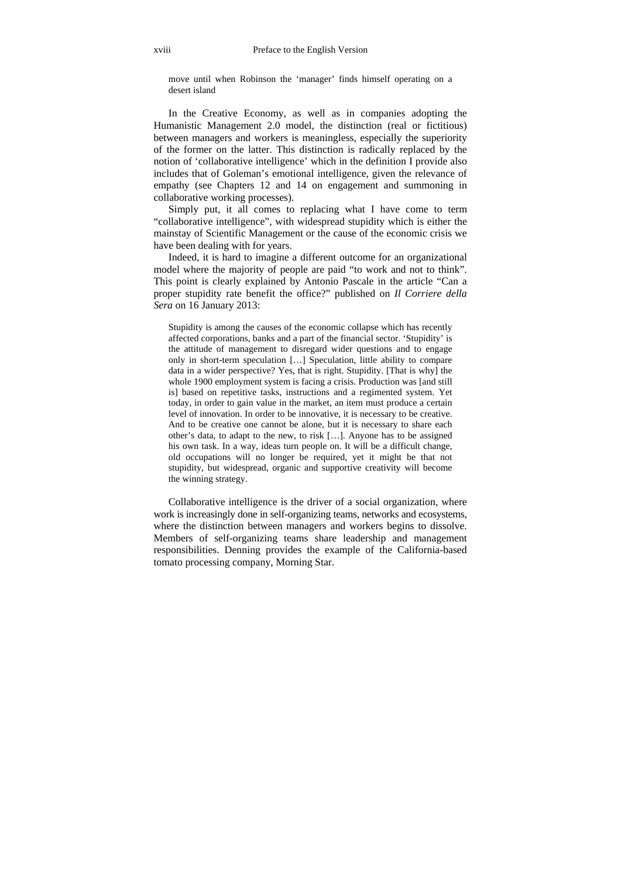move until when Robinson the 'manager' finds himself operating on a desert island

In the Creative Economy, as well as in companies adopting the Humanistic Management 2.0 model, the distinction (real or fictitious) between managers and workers is meaningless, especially the superiority of the former on the latter. This distinction is radically replaced by the notion of 'collaborative intelligence' which in the definition I provide also includes that of Goleman's emotional intelligence, given the relevance of empathy (see Chapters 12 and 14 on engagement and summoning in collaborative working processes).

Simply put, it all comes to replacing what I have come to term "collaborative intelligence", with widespread stupidity which is either the mainstay of Scientific Management or the cause of the economic crisis we have been dealing with for years.

Indeed, it is hard to imagine a different outcome for an organizational model where the majority of people are paid "to work and not to think". This point is clearly explained by Antonio Pascale in the article "Can a proper stupidity rate benefit the office?" published on *Il Corriere della Sera* on 16 January 2013:

> Stupidity is among the causes of the economic collapse which has recently affected corporations, banks and a part of the financial sector. 'Stupidity' is the attitude of management to disregard wider questions and to engage only in short-term speculation […] Speculation, little ability to compare data in a wider perspective? Yes, that is right. Stupidity. [That is why] the whole 1900 employment system is facing a crisis. Production was [and still is] based on repetitive tasks, instructions and a regimented system. Yet today, in order to gain value in the market, an item must produce a certain level of innovation. In order to be innovative, it is necessary to be creative. And to be creative one cannot be alone, but it is necessary to share each other's data, to adapt to the new, to risk […]. Anyone has to be assigned his own task. In a way, ideas turn people on. It will be a difficult change, old occupations will no longer be required, yet it might be that not stupidity, but widespread, organic and supportive creativity will become the winning strategy.

Collaborative intelligence is the driver of a social organization, where work is increasingly done in self-organizing teams, networks and ecosystems, where the distinction between managers and workers begins to dissolve. Members of self-organizing teams share leadership and management responsibilities. Denning provides the example of the California-based tomato processing company, Morning Star.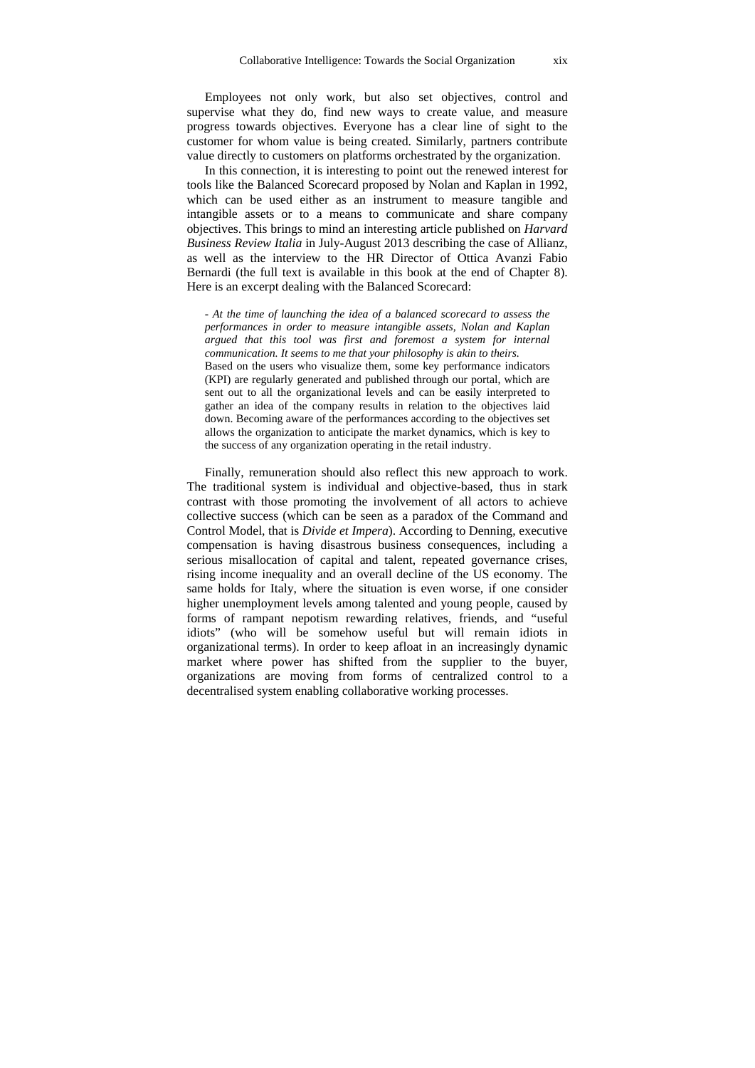Employees not only work, but also set objectives, control and supervise what they do, find new ways to create value, and measure progress towards objectives. Everyone has a clear line of sight to the customer for whom value is being created. Similarly, partners contribute value directly to customers on platforms orchestrated by the organization.

In this connection, it is interesting to point out the renewed interest for tools like the Balanced Scorecard proposed by Nolan and Kaplan in 1992, which can be used either as an instrument to measure tangible and intangible assets or to a means to communicate and share company objectives. This brings to mind an interesting article published on *Harvard Business Review Italia* in July-August 2013 describing the case of Allianz, as well as the interview to the HR Director of Ottica Avanzi Fabio Bernardi (the full text is available in this book at the end of Chapter 8). Here is an excerpt dealing with the Balanced Scorecard:

> *- At the time of launching the idea of a balanced scorecard to assess the performances in order to measure intangible assets, Nolan and Kaplan argued that this tool was first and foremost a system for internal communication. It seems to me that your philosophy is akin to theirs.*
> Based on the users who visualize them, some key performance indicators (KPI) are regularly generated and published through our portal, which are sent out to all the organizational levels and can be easily interpreted to gather an idea of the company results in relation to the objectives laid down. Becoming aware of the performances according to the objectives set allows the organization to anticipate the market dynamics, which is key to the success of any organization operating in the retail industry.

Finally, remuneration should also reflect this new approach to work. The traditional system is individual and objective-based, thus in stark contrast with those promoting the involvement of all actors to achieve collective success (which can be seen as a paradox of the Command and Control Model, that is *Divide et Impera*). According to Denning, executive compensation is having disastrous business consequences, including a serious misallocation of capital and talent, repeated governance crises, rising income inequality and an overall decline of the US economy. The same holds for Italy, where the situation is even worse, if one consider higher unemployment levels among talented and young people, caused by forms of rampant nepotism rewarding relatives, friends, and "useful idiots" (who will be somehow useful but will remain idiots in organizational terms). In order to keep afloat in an increasingly dynamic market where power has shifted from the supplier to the buyer, organizations are moving from forms of centralized control to a decentralised system enabling collaborative working processes.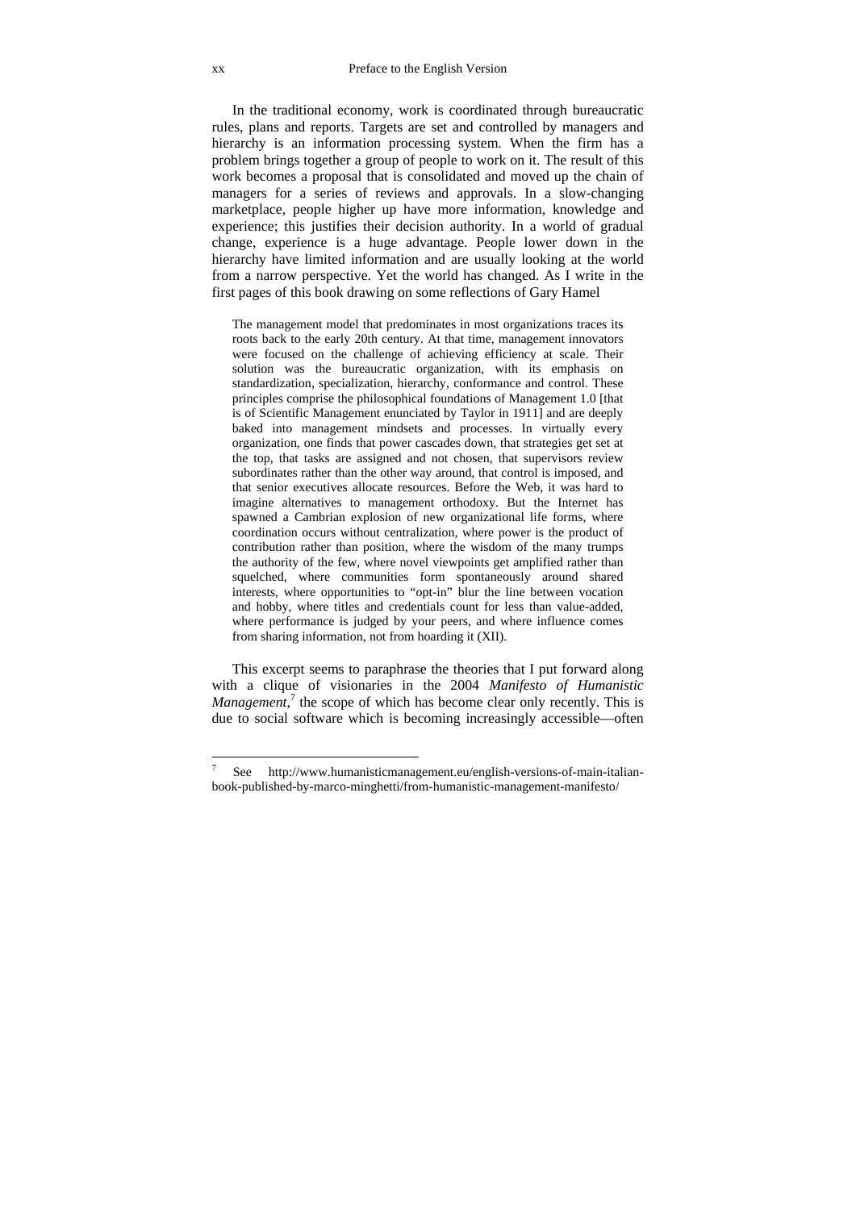In the traditional economy, work is coordinated through bureaucratic rules, plans and reports. Targets are set and controlled by managers and hierarchy is an information processing system. When the firm has a problem brings together a group of people to work on it. The result of this work becomes a proposal that is consolidated and moved up the chain of managers for a series of reviews and approvals. In a slow-changing marketplace, people higher up have more information, knowledge and experience; this justifies their decision authority. In a world of gradual change, experience is a huge advantage. People lower down in the hierarchy have limited information and are usually looking at the world from a narrow perspective. Yet the world has changed. As I write in the first pages of this book drawing on some reflections of Gary Hamel

> The management model that predominates in most organizations traces its roots back to the early 20th century. At that time, management innovators were focused on the challenge of achieving efficiency at scale. Their solution was the bureaucratic organization, with its emphasis on standardization, specialization, hierarchy, conformance and control. These principles comprise the philosophical foundations of Management 1.0 [that is of Scientific Management enunciated by Taylor in 1911] and are deeply baked into management mindsets and processes. In virtually every organization, one finds that power cascades down, that strategies get set at the top, that tasks are assigned and not chosen, that supervisors review subordinates rather than the other way around, that control is imposed, and that senior executives allocate resources. Before the Web, it was hard to imagine alternatives to management orthodoxy. But the Internet has spawned a Cambrian explosion of new organizational life forms, where coordination occurs without centralization, where power is the product of contribution rather than position, where the wisdom of the many trumps the authority of the few, where novel viewpoints get amplified rather than squelched, where communities form spontaneously around shared interests, where opportunities to "opt-in" blur the line between vocation and hobby, where titles and credentials count for less than value-added, where performance is judged by your peers, and where influence comes from sharing information, not from hoarding it (XII).

This excerpt seems to paraphrase the theories that I put forward along with a clique of visionaries in the 2004 *Manifesto of Humanistic Management*,[7] the scope of which has become clear only recently. This is due to social software which is becoming increasingly accessible—often

---

[7] See http://www.humanisticmanagement.eu/english-versions-of-main-italian-book-published-by-marco-minghetti/from-humanistic-management-manifesto/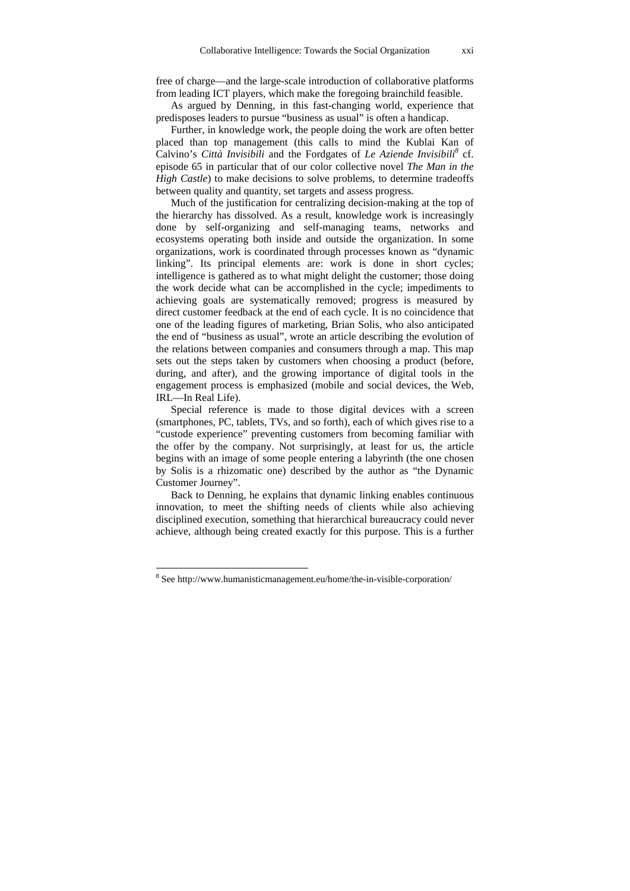free of charge—and the large-scale introduction of collaborative platforms from leading ICT players, which make the foregoing brainchild feasible.

As argued by Denning, in this fast-changing world, experience that predisposes leaders to pursue "business as usual" is often a handicap.

Further, in knowledge work, the people doing the work are often better placed than top management (this calls to mind the Kublai Kan of Calvino's *Città Invisibili* and the Fordgates of *Le Aziende Invisibili*[8] cf. episode 65 in particular that of our color collective novel *The Man in the High Castle*) to make decisions to solve problems, to determine tradeoffs between quality and quantity, set targets and assess progress.

Much of the justification for centralizing decision-making at the top of the hierarchy has dissolved. As a result, knowledge work is increasingly done by self-organizing and self-managing teams, networks and ecosystems operating both inside and outside the organization. In some organizations, work is coordinated through processes known as "dynamic linking". Its principal elements are: work is done in short cycles; intelligence is gathered as to what might delight the customer; those doing the work decide what can be accomplished in the cycle; impediments to achieving goals are systematically removed; progress is measured by direct customer feedback at the end of each cycle. It is no coincidence that one of the leading figures of marketing, Brian Solis, who also anticipated the end of "business as usual", wrote an article describing the evolution of the relations between companies and consumers through a map. This map sets out the steps taken by customers when choosing a product (before, during, and after), and the growing importance of digital tools in the engagement process is emphasized (mobile and social devices, the Web, IRL—In Real Life).

Special reference is made to those digital devices with a screen (smartphones, PC, tablets, TVs, and so forth), each of which gives rise to a "custode experience" preventing customers from becoming familiar with the offer by the company. Not surprisingly, at least for us, the article begins with an image of some people entering a labyrinth (the one chosen by Solis is a rhizomatic one) described by the author as "the Dynamic Customer Journey".

Back to Denning, he explains that dynamic linking enables continuous innovation, to meet the shifting needs of clients while also achieving disciplined execution, something that hierarchical bureaucracy could never achieve, although being created exactly for this purpose. This is a further

[8] See http://www.humanisticmanagement.eu/home/the-in-visible-corporation/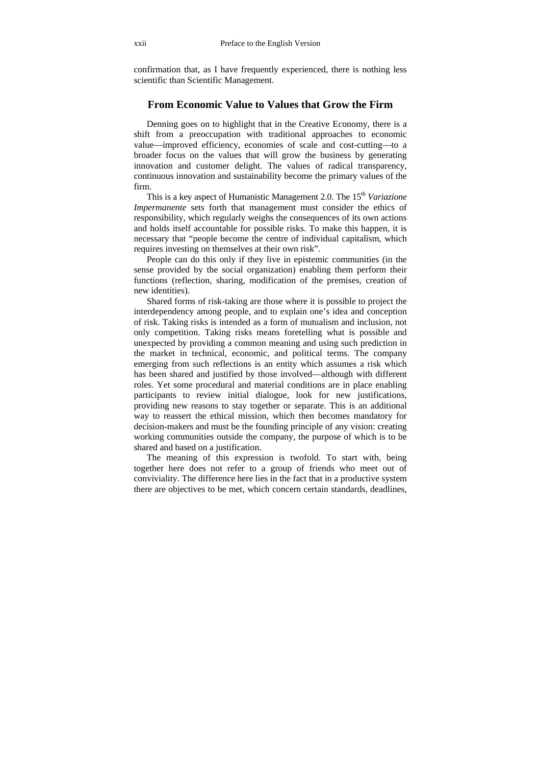confirmation that, as I have frequently experienced, there is nothing less scientific than Scientific Management.

## From Economic Value to Values that Grow the Firm

Denning goes on to highlight that in the Creative Economy, there is a shift from a preoccupation with traditional approaches to economic value—improved efficiency, economies of scale and cost-cutting—to a broader focus on the values that will grow the business by generating innovation and customer delight. The values of radical transparency, continuous innovation and sustainability become the primary values of the firm.

This is a key aspect of Humanistic Management 2.0. The 15th *Variazione Impermanente* sets forth that management must consider the ethics of responsibility, which regularly weighs the consequences of its own actions and holds itself accountable for possible risks. To make this happen, it is necessary that "people become the centre of individual capitalism, which requires investing on themselves at their own risk".

People can do this only if they live in epistemic communities (in the sense provided by the social organization) enabling them perform their functions (reflection, sharing, modification of the premises, creation of new identities).

Shared forms of risk-taking are those where it is possible to project the interdependency among people, and to explain one's idea and conception of risk. Taking risks is intended as a form of mutualism and inclusion, not only competition. Taking risks means foretelling what is possible and unexpected by providing a common meaning and using such prediction in the market in technical, economic, and political terms. The company emerging from such reflections is an entity which assumes a risk which has been shared and justified by those involved—although with different roles. Yet some procedural and material conditions are in place enabling participants to review initial dialogue, look for new justifications, providing new reasons to stay together or separate. This is an additional way to reassert the ethical mission, which then becomes mandatory for decision-makers and must be the founding principle of any vision: creating working communities outside the company, the purpose of which is to be shared and based on a justification.

The meaning of this expression is twofold. To start with, being together here does not refer to a group of friends who meet out of conviviality. The difference here lies in the fact that in a productive system there are objectives to be met, which concern certain standards, deadlines,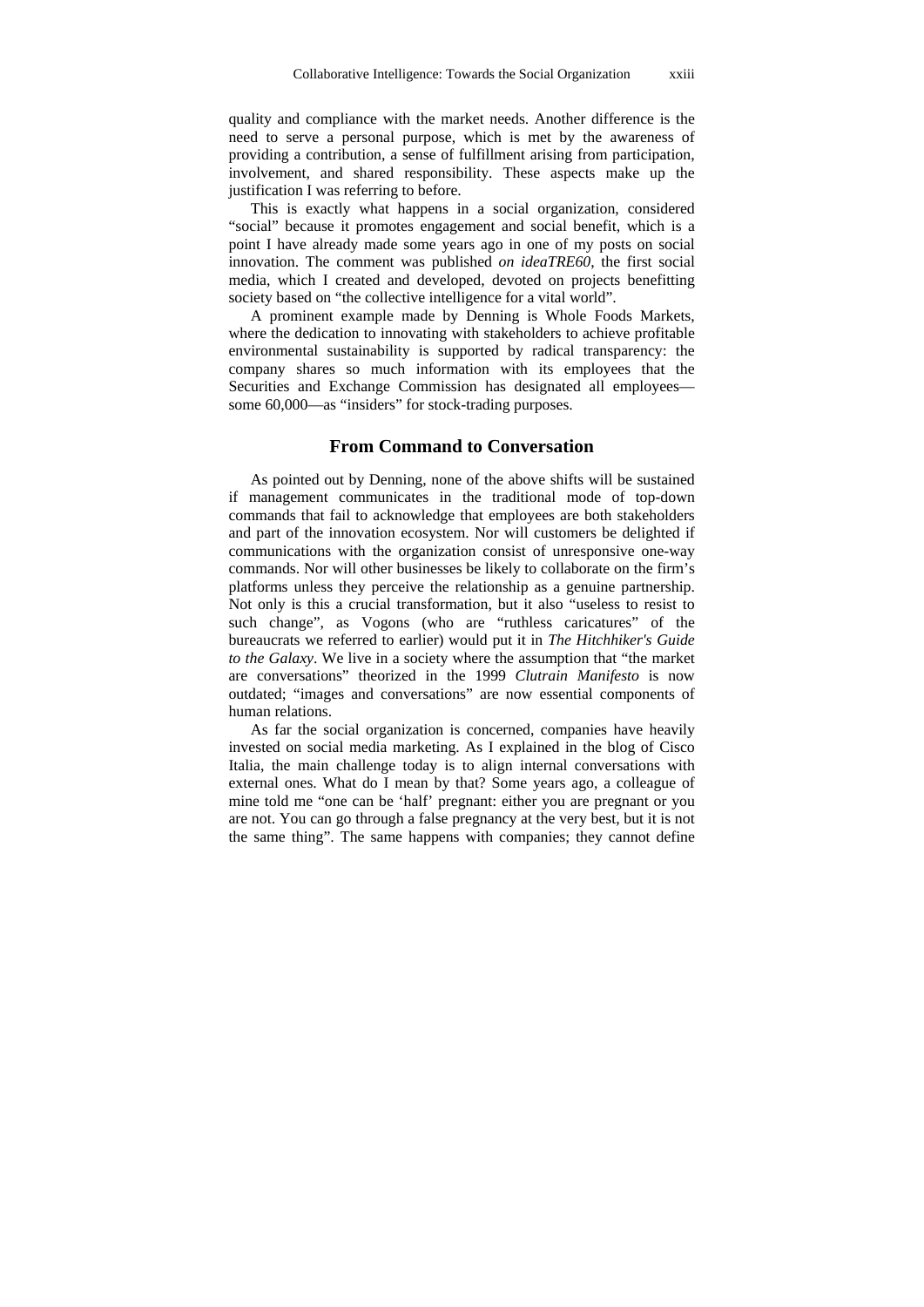quality and compliance with the market needs. Another difference is the need to serve a personal purpose, which is met by the awareness of providing a contribution, a sense of fulfillment arising from participation, involvement, and shared responsibility. These aspects make up the justification I was referring to before.

This is exactly what happens in a social organization, considered "social" because it promotes engagement and social benefit, which is a point I have already made some years ago in one of my posts on social innovation. The comment was published *on ideaTRE60*, the first social media, which I created and developed, devoted on projects benefitting society based on "the collective intelligence for a vital world".

A prominent example made by Denning is Whole Foods Markets, where the dedication to innovating with stakeholders to achieve profitable environmental sustainability is supported by radical transparency: the company shares so much information with its employees that the Securities and Exchange Commission has designated all employees—some 60,000—as "insiders" for stock-trading purposes.

## From Command to Conversation

As pointed out by Denning, none of the above shifts will be sustained if management communicates in the traditional mode of top-down commands that fail to acknowledge that employees are both stakeholders and part of the innovation ecosystem. Nor will customers be delighted if communications with the organization consist of unresponsive one-way commands. Nor will other businesses be likely to collaborate on the firm's platforms unless they perceive the relationship as a genuine partnership. Not only is this a crucial transformation, but it also "useless to resist to such change", as Vogons (who are "ruthless caricatures" of the bureaucrats we referred to earlier) would put it in *The Hitchhiker's Guide to the Galaxy*. We live in a society where the assumption that "the market are conversations" theorized in the 1999 *Clutrain Manifesto* is now outdated; "images and conversations" are now essential components of human relations.

As far the social organization is concerned, companies have heavily invested on social media marketing. As I explained in the blog of Cisco Italia, the main challenge today is to align internal conversations with external ones. What do I mean by that? Some years ago, a colleague of mine told me "one can be 'half' pregnant: either you are pregnant or you are not. You can go through a false pregnancy at the very best, but it is not the same thing". The same happens with companies; they cannot define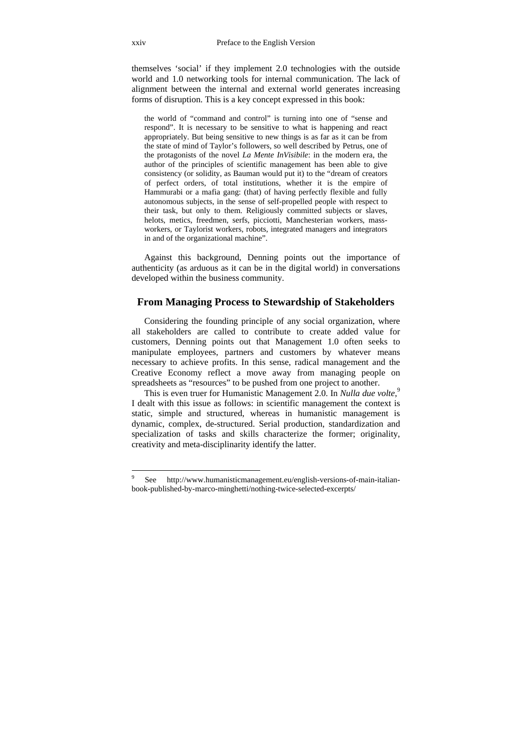themselves 'social' if they implement 2.0 technologies with the outside world and 1.0 networking tools for internal communication. The lack of alignment between the internal and external world generates increasing forms of disruption. This is a key concept expressed in this book:

> the world of "command and control" is turning into one of "sense and respond". It is necessary to be sensitive to what is happening and react appropriately. But being sensitive to new things is as far as it can be from the state of mind of Taylor's followers, so well described by Petrus, one of the protagonists of the novel *La Mente InVisibile*: in the modern era, the author of the principles of scientific management has been able to give consistency (or solidity, as Bauman would put it) to the "dream of creators of perfect orders, of total institutions, whether it is the empire of Hammurabi or a mafia gang: (that) of having perfectly flexible and fully autonomous subjects, in the sense of self-propelled people with respect to their task, but only to them. Religiously committed subjects or slaves, helots, metics, freedmen, serfs, picciotti, Manchesterian workers, mass-workers, or Taylorist workers, robots, integrated managers and integrators in and of the organizational machine".

Against this background, Denning points out the importance of authenticity (as arduous as it can be in the digital world) in conversations developed within the business community.

## From Managing Process to Stewardship of Stakeholders

Considering the founding principle of any social organization, where all stakeholders are called to contribute to create added value for customers, Denning points out that Management 1.0 often seeks to manipulate employees, partners and customers by whatever means necessary to achieve profits. In this sense, radical management and the Creative Economy reflect a move away from managing people on spreadsheets as "resources" to be pushed from one project to another.

This is even truer for Humanistic Management 2.0. In *Nulla due volte*,[9] I dealt with this issue as follows: in scientific management the context is static, simple and structured, whereas in humanistic management is dynamic, complex, de-structured. Serial production, standardization and specialization of tasks and skills characterize the former; originality, creativity and meta-disciplinarity identify the latter.

---

[9] See http://www.humanisticmanagement.eu/english-versions-of-main-italian-book-published-by-marco-minghetti/nothing-twice-selected-excerpts/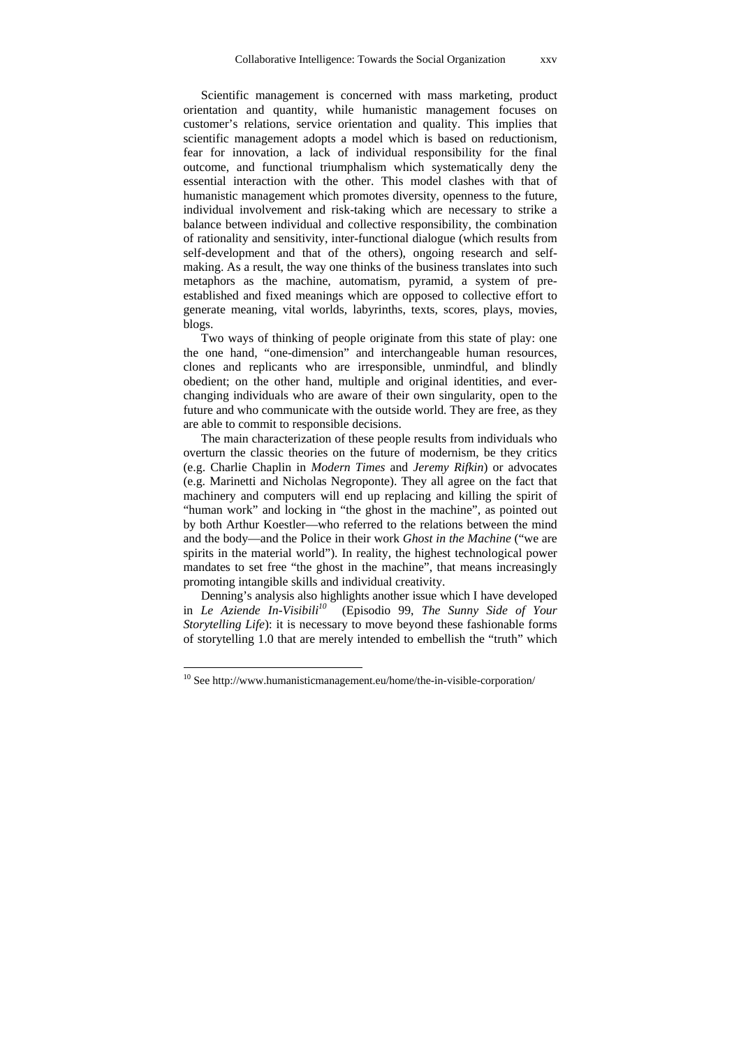Scientific management is concerned with mass marketing, product orientation and quantity, while humanistic management focuses on customer's relations, service orientation and quality. This implies that scientific management adopts a model which is based on reductionism, fear for innovation, a lack of individual responsibility for the final outcome, and functional triumphalism which systematically deny the essential interaction with the other. This model clashes with that of humanistic management which promotes diversity, openness to the future, individual involvement and risk-taking which are necessary to strike a balance between individual and collective responsibility, the combination of rationality and sensitivity, inter-functional dialogue (which results from self-development and that of the others), ongoing research and self-making. As a result, the way one thinks of the business translates into such metaphors as the machine, automatism, pyramid, a system of pre-established and fixed meanings which are opposed to collective effort to generate meaning, vital worlds, labyrinths, texts, scores, plays, movies, blogs.

Two ways of thinking of people originate from this state of play: one the one hand, "one-dimension" and interchangeable human resources, clones and replicants who are irresponsible, unmindful, and blindly obedient; on the other hand, multiple and original identities, and ever-changing individuals who are aware of their own singularity, open to the future and who communicate with the outside world. They are free, as they are able to commit to responsible decisions.

The main characterization of these people results from individuals who overturn the classic theories on the future of modernism, be they critics (e.g. Charlie Chaplin in *Modern Times* and *Jeremy Rifkin*) or advocates (e.g. Marinetti and Nicholas Negroponte). They all agree on the fact that machinery and computers will end up replacing and killing the spirit of "human work" and locking in "the ghost in the machine", as pointed out by both Arthur Koestler—who referred to the relations between the mind and the body—and the Police in their work *Ghost in the Machine* ("we are spirits in the material world"). In reality, the highest technological power mandates to set free "the ghost in the machine", that means increasingly promoting intangible skills and individual creativity.

Denning's analysis also highlights another issue which I have developed in *Le Aziende In-Visibili*[10] (Episodio 99, *The Sunny Side of Your Storytelling Life*): it is necessary to move beyond these fashionable forms of storytelling 1.0 that are merely intended to embellish the "truth" which

---

[10] See http://www.humanisticmanagement.eu/home/the-in-visible-corporation/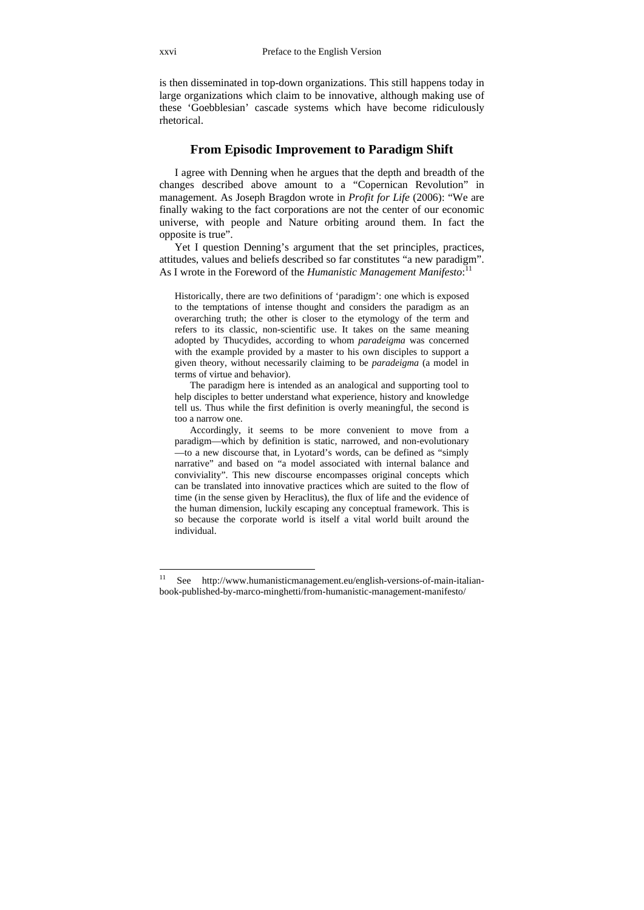is then disseminated in top-down organizations. This still happens today in large organizations which claim to be innovative, although making use of these 'Goebblesian' cascade systems which have become ridiculously rhetorical.

## From Episodic Improvement to Paradigm Shift

I agree with Denning when he argues that the depth and breadth of the changes described above amount to a "Copernican Revolution" in management. As Joseph Bragdon wrote in *Profit for Life* (2006): "We are finally waking to the fact corporations are not the center of our economic universe, with people and Nature orbiting around them. In fact the opposite is true".

Yet I question Denning's argument that the set principles, practices, attitudes, values and beliefs described so far constitutes "a new paradigm". As I wrote in the Foreword of the *Humanistic Management Manifesto*:[11]

> Historically, there are two definitions of 'paradigm': one which is exposed to the temptations of intense thought and considers the paradigm as an overarching truth; the other is closer to the etymology of the term and refers to its classic, non-scientific use. It takes on the same meaning adopted by Thucydides, according to whom *paradeigma* was concerned with the example provided by a master to his own disciples to support a given theory, without necessarily claiming to be *paradeigma* (a model in terms of virtue and behavior).
>
> The paradigm here is intended as an analogical and supporting tool to help disciples to better understand what experience, history and knowledge tell us. Thus while the first definition is overly meaningful, the second is too a narrow one.
>
> Accordingly, it seems to be more convenient to move from a paradigm—which by definition is static, narrowed, and non-evolutionary—to a new discourse that, in Lyotard's words, can be defined as "simply narrative" and based on "a model associated with internal balance and conviviality". This new discourse encompasses original concepts which can be translated into innovative practices which are suited to the flow of time (in the sense given by Heraclitus), the flux of life and the evidence of the human dimension, luckily escaping any conceptual framework. This is so because the corporate world is itself a vital world built around the individual.

---

[11] See http://www.humanisticmanagement.eu/english-versions-of-main-italian-book-published-by-marco-minghetti/from-humanistic-management-manifesto/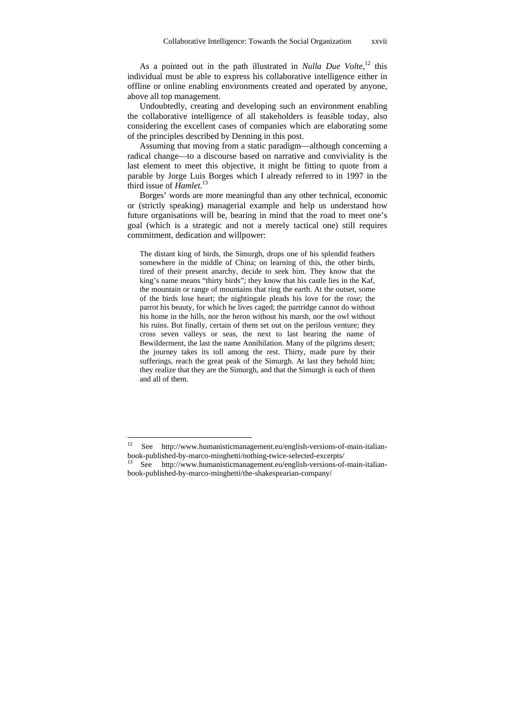As a pointed out in the path illustrated in *Nulla Due Volte*,[12] this individual must be able to express his collaborative intelligence either in offline or online enabling environments created and operated by anyone, above all top management.

Undoubtedly, creating and developing such an environment enabling the collaborative intelligence of all stakeholders is feasible today, also considering the excellent cases of companies which are elaborating some of the principles described by Denning in this post.

Assuming that moving from a static paradigm—although concerning a radical change—to a discourse based on narrative and conviviality is the last element to meet this objective, it might be fitting to quote from a parable by Jorge Luis Borges which I already referred to in 1997 in the third issue of *Hamlet*.[13]

Borges' words are more meaningful than any other technical, economic or (strictly speaking) managerial example and help us understand how future organisations will be, bearing in mind that the road to meet one's goal (which is a strategic and not a merely tactical one) still requires commitment, dedication and willpower:

> The distant king of birds, the Simurgh, drops one of his splendid feathers somewhere in the middle of China; on learning of this, the other birds, tired of their present anarchy, decide to seek him. They know that the king's name means "thirty birds"; they know that his castle lies in the Kaf, the mountain or range of mountains that ring the earth. At the outset, some of the birds lose heart; the nightingale pleads his love for the rose; the parrot his beauty, for which he lives caged; the partridge cannot do without his home in the hills, nor the heron without his marsh, nor the owl without his ruins. But finally, certain of them set out on the perilous venture; they cross seven valleys or seas, the next to last bearing the name of Bewilderment, the last the name Annihilation. Many of the pilgrims desert; the journey takes its toll among the rest. Thirty, made pure by their sufferings, reach the great peak of the Simurgh. At last they behold him; they realize that they are the Simurgh, and that the Simurgh is each of them and all of them.

---

[12] See http://www.humanisticmanagement.eu/english-versions-of-main-italian-book-published-by-marco-minghetti/nothing-twice-selected-excerpts/

[13] See http://www.humanisticmanagement.eu/english-versions-of-main-italian-book-published-by-marco-minghetti/the-shakespearian-company/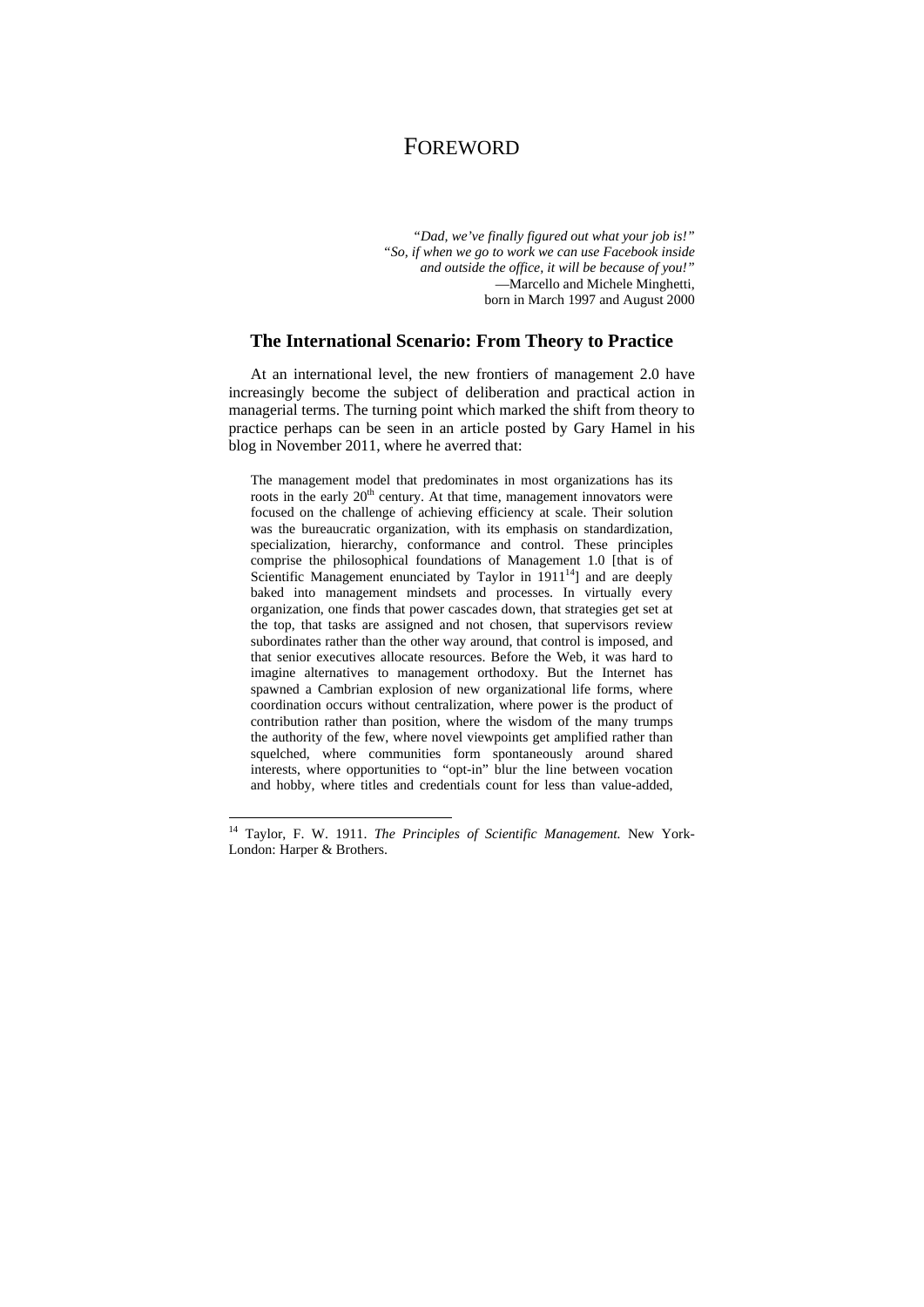# FOREWORD

> *"Dad, we've finally figured out what your job is!"*
> *"So, if when we go to work we can use Facebook inside and outside the office, it will be because of you!"*
> —Marcello and Michele Minghetti,
> born in March 1997 and August 2000

## The International Scenario: From Theory to Practice

At an international level, the new frontiers of management 2.0 have increasingly become the subject of deliberation and practical action in managerial terms. The turning point which marked the shift from theory to practice perhaps can be seen in an article posted by Gary Hamel in his blog in November 2011, where he averred that:

> The management model that predominates in most organizations has its roots in the early 20th century. At that time, management innovators were focused on the challenge of achieving efficiency at scale. Their solution was the bureaucratic organization, with its emphasis on standardization, specialization, hierarchy, conformance and control. These principles comprise the philosophical foundations of Management 1.0 [that is of Scientific Management enunciated by Taylor in 1911[14]] and are deeply baked into management mindsets and processes. In virtually every organization, one finds that power cascades down, that strategies get set at the top, that tasks are assigned and not chosen, that supervisors review subordinates rather than the other way around, that control is imposed, and that senior executives allocate resources. Before the Web, it was hard to imagine alternatives to management orthodoxy. But the Internet has spawned a Cambrian explosion of new organizational life forms, where coordination occurs without centralization, where power is the product of contribution rather than position, where the wisdom of the many trumps the authority of the few, where novel viewpoints get amplified rather than squelched, where communities form spontaneously around shared interests, where opportunities to "opt-in" blur the line between vocation and hobby, where titles and credentials count for less than value-added,

[14] Taylor, F. W. 1911. *The Principles of Scientific Management.* New York-London: Harper & Brothers.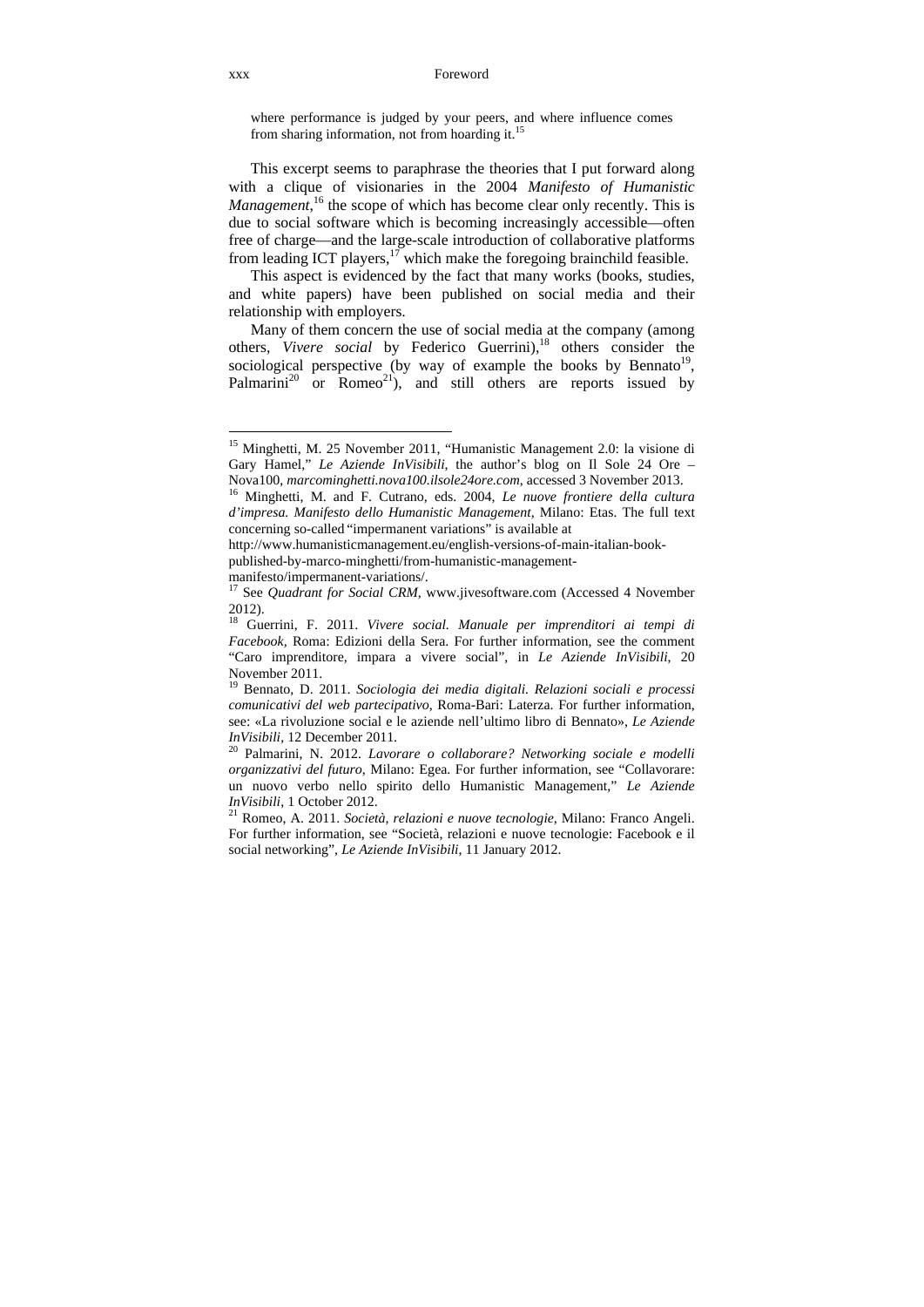where performance is judged by your peers, and where influence comes from sharing information, not from hoarding it.[15]

This excerpt seems to paraphrase the theories that I put forward along with a clique of visionaries in the 2004 *Manifesto of Humanistic Management*,[16] the scope of which has become clear only recently. This is due to social software which is becoming increasingly accessible—often free of charge—and the large-scale introduction of collaborative platforms from leading ICT players,[17] which make the foregoing brainchild feasible.

This aspect is evidenced by the fact that many works (books, studies, and white papers) have been published on social media and their relationship with employers.

Many of them concern the use of social media at the company (among others, *Vivere social* by Federico Guerrini),[18] others consider the sociological perspective (by way of example the books by Bennato[19], Palmarini[20] or Romeo[21]), and still others are reports issued by

---

[15] Minghetti, M. 25 November 2011, "Humanistic Management 2.0: la visione di Gary Hamel," *Le Aziende InVisibili*, the author's blog on Il Sole 24 Ore – Nova100, *marcominghetti.nova100.ilsole24ore.com*, accessed 3 November 2013.

[16] Minghetti, M. and F. Cutrano, eds. 2004, *Le nuove frontiere della cultura d'impresa. Manifesto dello Humanistic Management*, Milano: Etas. The full text concerning so-called "impermanent variations" is available at http://www.humanisticmanagement.eu/english-versions-of-main-italian-book-published-by-marco-minghetti/from-humanistic-management-manifesto/impermanent-variations/.

[17] See *Quadrant for Social CRM*, www.jivesoftware.com (Accessed 4 November 2012).

[18] Guerrini, F. 2011. *Vivere social. Manuale per imprenditori ai tempi di Facebook*, Roma: Edizioni della Sera. For further information, see the comment "Caro imprenditore, impara a vivere social", in *Le Aziende InVisibili*, 20 November 2011.

[19] Bennato, D. 2011. *Sociologia dei media digitali. Relazioni sociali e processi comunicativi del web partecipativo*, Roma-Bari: Laterza. For further information, see: «La rivoluzione social e le aziende nell'ultimo libro di Bennato», *Le Aziende InVisibili*, 12 December 2011.

[20] Palmarini, N. 2012. *Lavorare o collaborare? Networking sociale e modelli organizzativi del futuro*, Milano: Egea. For further information, see "Collavorare: un nuovo verbo nello spirito dello Humanistic Management," *Le Aziende InVisibili*, 1 October 2012.

[21] Romeo, A. 2011. *Società, relazioni e nuove tecnologie*, Milano: Franco Angeli. For further information, see "Società, relazioni e nuove tecnologie: Facebook e il social networking", *Le Aziende InVisibili*, 11 January 2012.